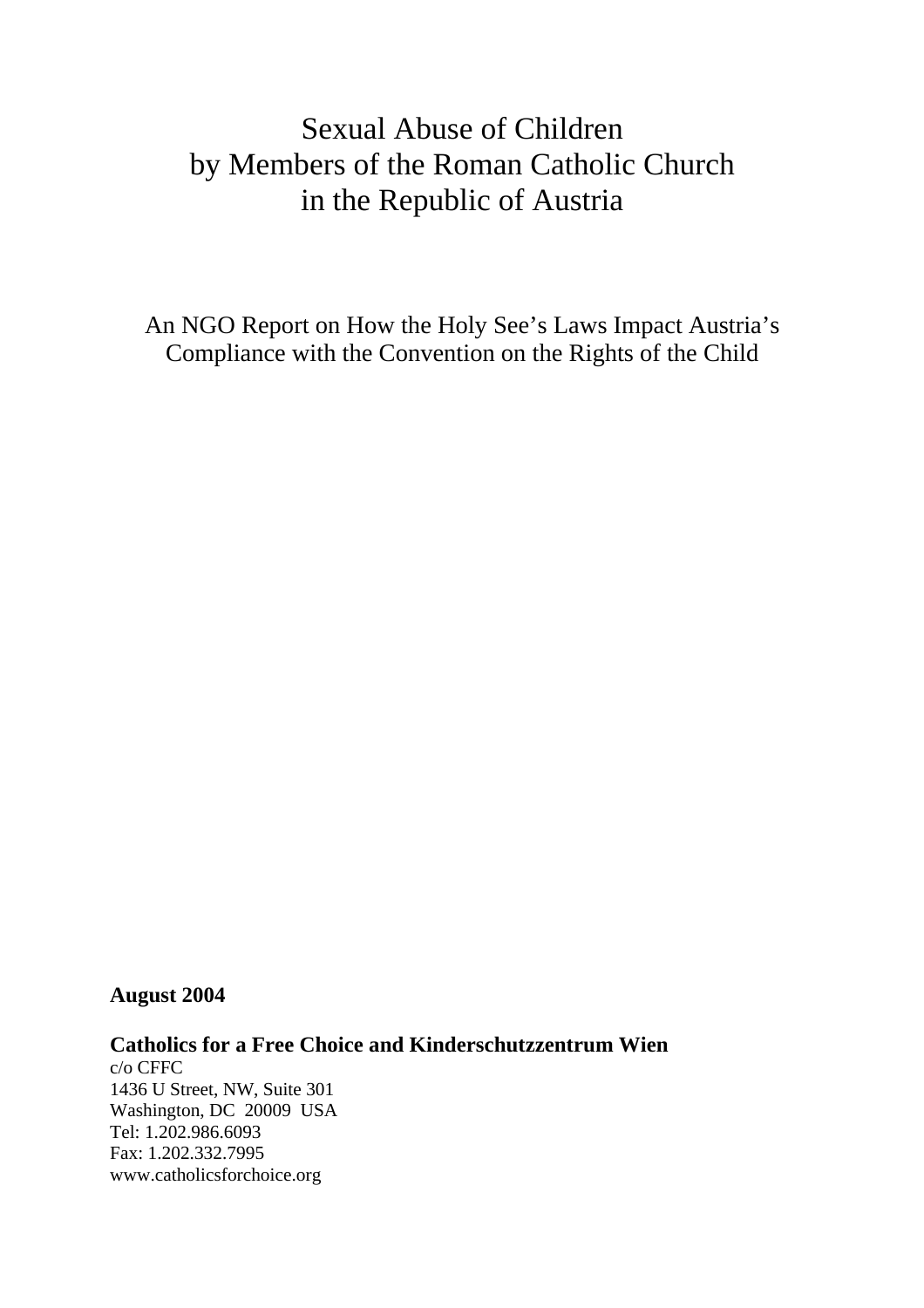# Sexual Abuse of Children by Members of the Roman Catholic Church in the Republic of Austria

An NGO Report on How the Holy See's Laws Impact Austria's Compliance with the Convention on the Rights of the Child

**August 2004**

**Catholics for a Free Choice and Kinderschutzzentrum Wien**

c/o CFFC
1436 U Street, NW, Suite 301
Washington, DC 20009 USA
Tel: 1.202.986.6093
Fax: 1.202.332.7995
www.catholicsforchoice.org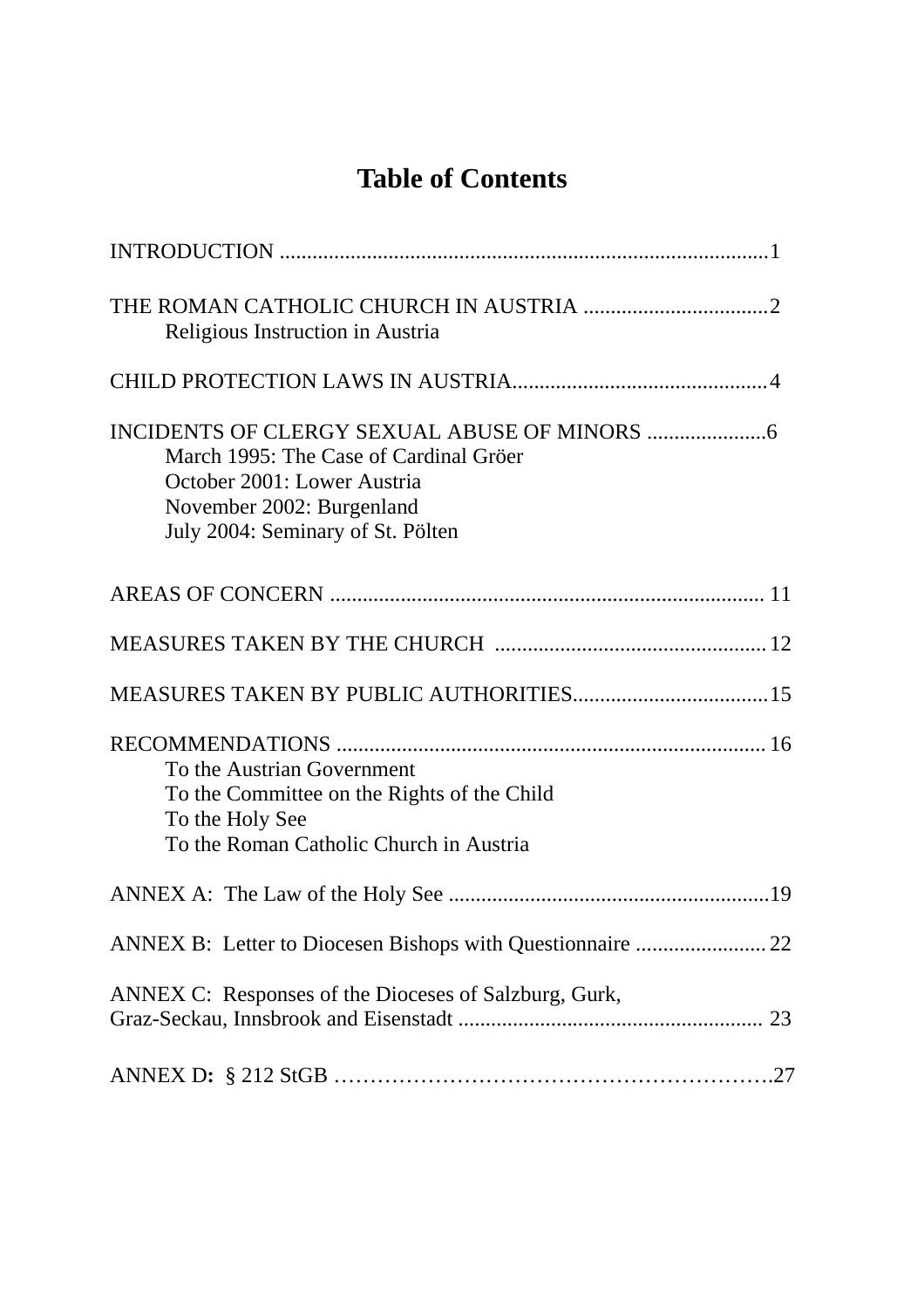# Table of Contents

INTRODUCTION .......................................................................................... 1

THE ROMAN CATHOLIC CHURCH IN AUSTRIA .................................. 2
  Religious Instruction in Austria

CHILD PROTECTION LAWS IN AUSTRIA............................................... 4

INCIDENTS OF CLERGY SEXUAL ABUSE OF MINORS ...................... 6
  March 1995: The Case of Cardinal Gröer
  October 2001: Lower Austria
  November 2002: Burgenland
  July 2004: Seminary of St. Pölten

AREAS OF CONCERN ................................................................................ 11

MEASURES TAKEN BY THE CHURCH .................................................. 12

MEASURES TAKEN BY PUBLIC AUTHORITIES.................................... 15

RECOMMENDATIONS .............................................................................. 16
  To the Austrian Government
  To the Committee on the Rights of the Child
  To the Holy See
  To the Roman Catholic Church in Austria

ANNEX A: The Law of the Holy See ............................................................ 19

ANNEX B: Letter to Diocesen Bishops with Questionnaire ........................ 22

ANNEX C: Responses of the Dioceses of Salzburg, Gurk,
Graz-Seckau, Innsbrook and Eisenstadt ........................................................ 23

ANNEX D**:** § 212 StGB ……………………………………………………..27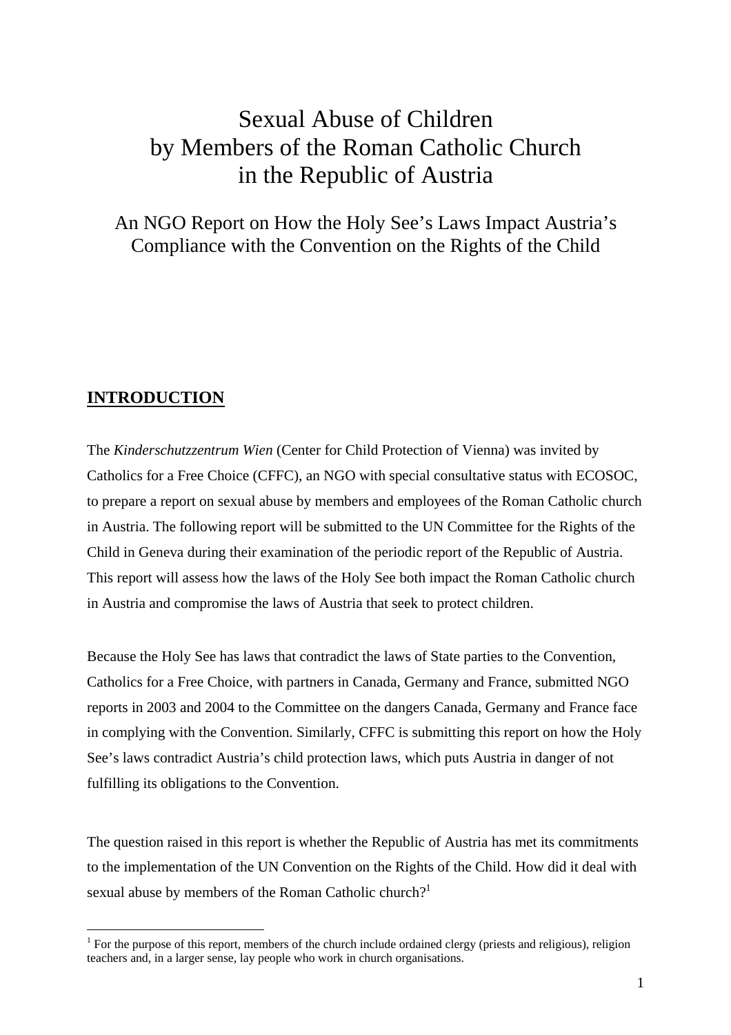# Sexual Abuse of Children by Members of the Roman Catholic Church in the Republic of Austria

## An NGO Report on How the Holy See's Laws Impact Austria's Compliance with the Convention on the Rights of the Child

## INTRODUCTION

The *Kinderschutzzentrum Wien* (Center for Child Protection of Vienna) was invited by Catholics for a Free Choice (CFFC), an NGO with special consultative status with ECOSOC, to prepare a report on sexual abuse by members and employees of the Roman Catholic church in Austria. The following report will be submitted to the UN Committee for the Rights of the Child in Geneva during their examination of the periodic report of the Republic of Austria. This report will assess how the laws of the Holy See both impact the Roman Catholic church in Austria and compromise the laws of Austria that seek to protect children.

Because the Holy See has laws that contradict the laws of State parties to the Convention, Catholics for a Free Choice, with partners in Canada, Germany and France, submitted NGO reports in 2003 and 2004 to the Committee on the dangers Canada, Germany and France face in complying with the Convention. Similarly, CFFC is submitting this report on how the Holy See's laws contradict Austria's child protection laws, which puts Austria in danger of not fulfilling its obligations to the Convention.

The question raised in this report is whether the Republic of Austria has met its commitments to the implementation of the UN Convention on the Rights of the Child. How did it deal with sexual abuse by members of the Roman Catholic church?[1]

[1] For the purpose of this report, members of the church include ordained clergy (priests and religious), religion teachers and, in a larger sense, lay people who work in church organisations.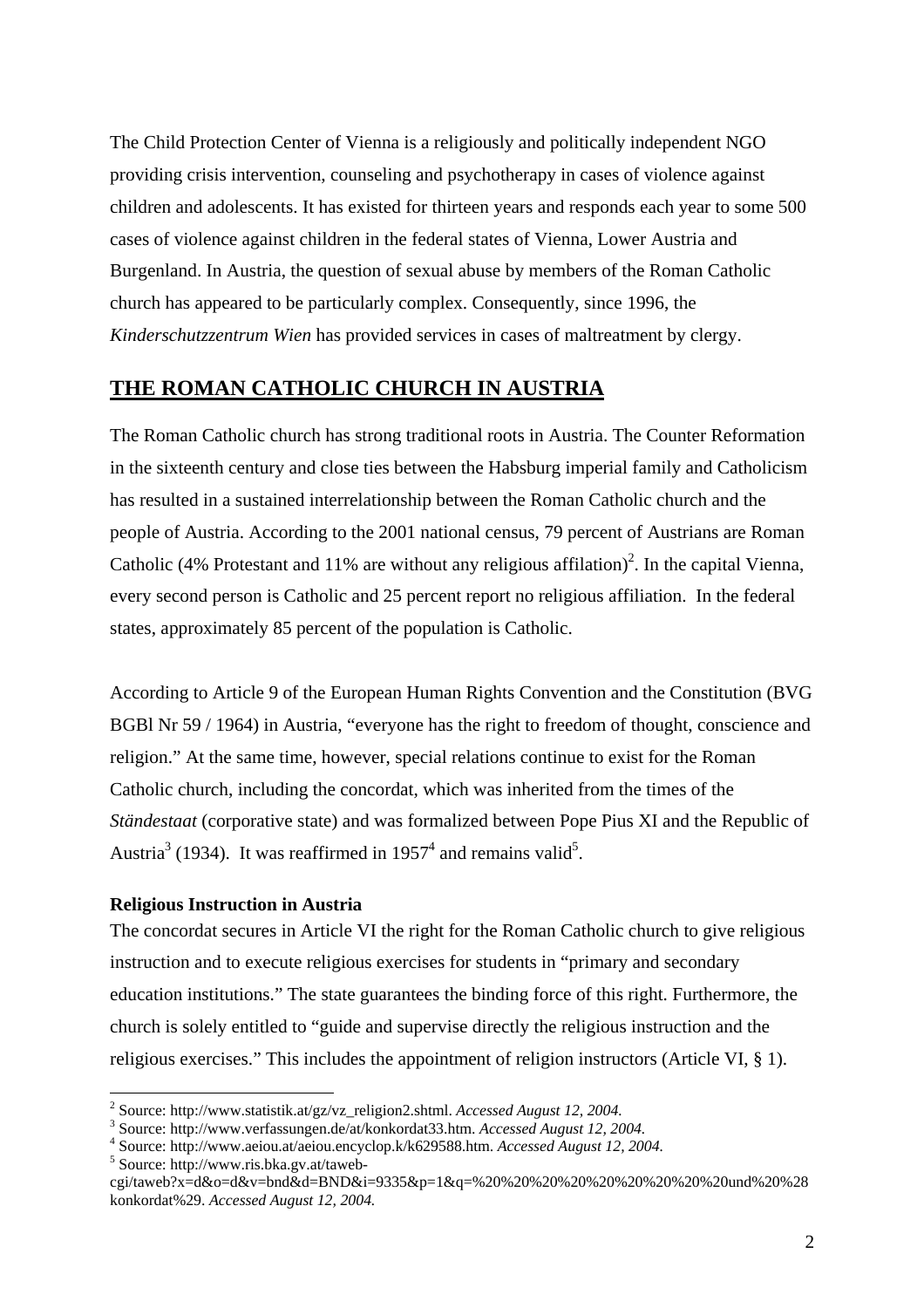The Child Protection Center of Vienna is a religiously and politically independent NGO providing crisis intervention, counseling and psychotherapy in cases of violence against children and adolescents. It has existed for thirteen years and responds each year to some 500 cases of violence against children in the federal states of Vienna, Lower Austria and Burgenland. In Austria, the question of sexual abuse by members of the Roman Catholic church has appeared to be particularly complex. Consequently, since 1996, the *Kinderschutzzentrum Wien* has provided services in cases of maltreatment by clergy.

## THE ROMAN CATHOLIC CHURCH IN AUSTRIA

The Roman Catholic church has strong traditional roots in Austria. The Counter Reformation in the sixteenth century and close ties between the Habsburg imperial family and Catholicism has resulted in a sustained interrelationship between the Roman Catholic church and the people of Austria. According to the 2001 national census, 79 percent of Austrians are Roman Catholic (4% Protestant and 11% are without any religious affilation)[2]. In the capital Vienna, every second person is Catholic and 25 percent report no religious affiliation. In the federal states, approximately 85 percent of the population is Catholic.

According to Article 9 of the European Human Rights Convention and the Constitution (BVG BGBl Nr 59 / 1964) in Austria, "everyone has the right to freedom of thought, conscience and religion." At the same time, however, special relations continue to exist for the Roman Catholic church, including the concordat, which was inherited from the times of the *Ständestaat* (corporative state) and was formalized between Pope Pius XI and the Republic of Austria[3] (1934). It was reaffirmed in 1957[4] and remains valid[5].

### Religious Instruction in Austria

The concordat secures in Article VI the right for the Roman Catholic church to give religious instruction and to execute religious exercises for students in "primary and secondary education institutions." The state guarantees the binding force of this right. Furthermore, the church is solely entitled to "guide and supervise directly the religious instruction and the religious exercises." This includes the appointment of religion instructors (Article VI, § 1).

---

[2] Source: http://www.statistik.at/gz/vz_religion2.shtml. *Accessed August 12, 2004.*

[3] Source: http://www.verfassungen.de/at/konkordat33.htm. *Accessed August 12, 2004.*

[4] Source: http://www.aeiou.at/aeiou.encyclop.k/k629588.htm. *Accessed August 12, 2004.*

[5] Source: http://www.ris.bka.gv.at/taweb-cgi/taweb?x=d&o=d&v=bnd&d=BND&i=9335&p=1&q=%20%20%20%20%20%20%20%20%20und%20%28konkordat%29. *Accessed August 12, 2004.*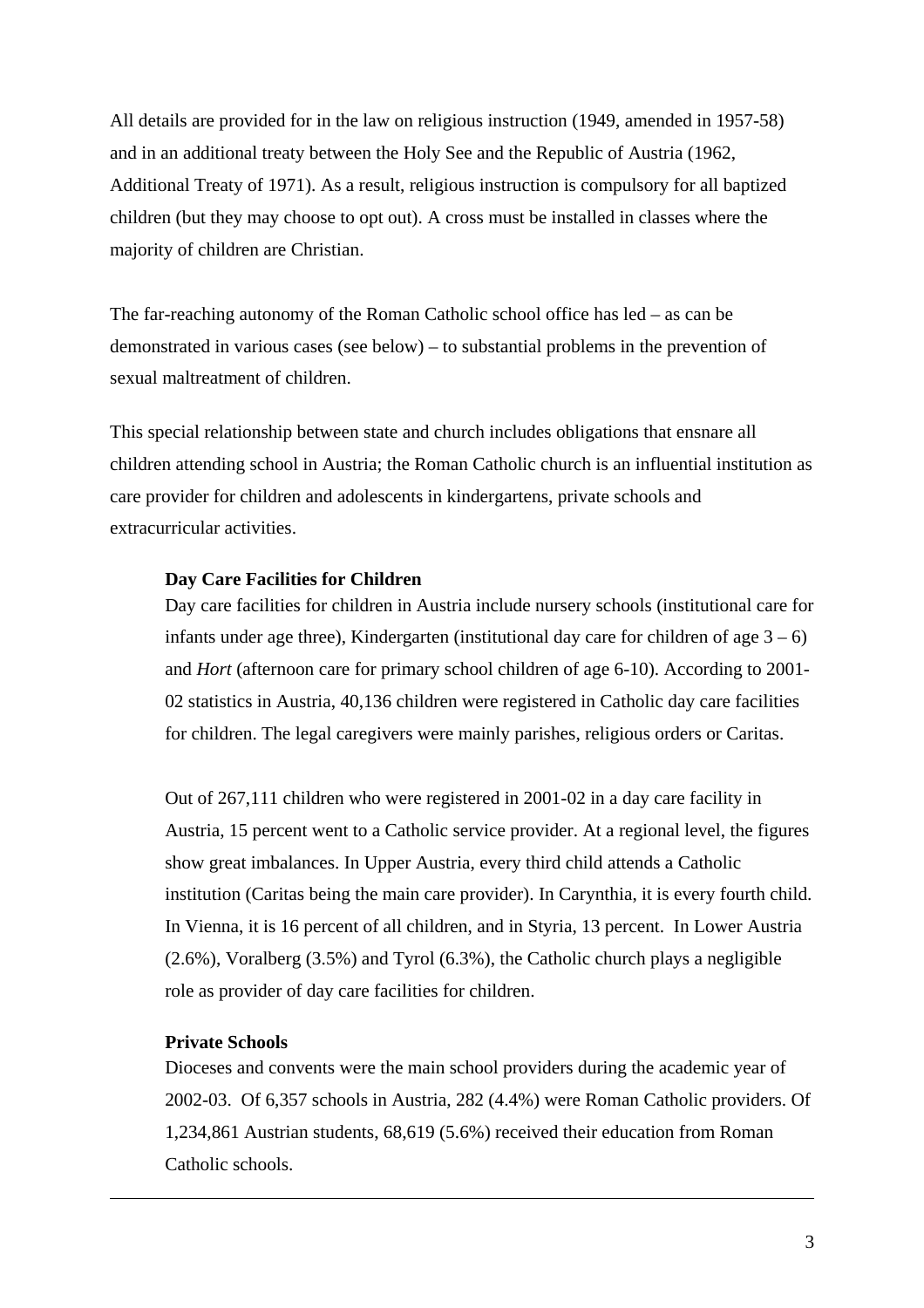All details are provided for in the law on religious instruction (1949, amended in 1957-58) and in an additional treaty between the Holy See and the Republic of Austria (1962, Additional Treaty of 1971). As a result, religious instruction is compulsory for all baptized children (but they may choose to opt out). A cross must be installed in classes where the majority of children are Christian.

The far-reaching autonomy of the Roman Catholic school office has led – as can be demonstrated in various cases (see below) – to substantial problems in the prevention of sexual maltreatment of children.

This special relationship between state and church includes obligations that ensnare all children attending school in Austria; the Roman Catholic church is an influential institution as care provider for children and adolescents in kindergartens, private schools and extracurricular activities.

**Day Care Facilities for Children**

Day care facilities for children in Austria include nursery schools (institutional care for infants under age three), Kindergarten (institutional day care for children of age 3 – 6) and *Hort* (afternoon care for primary school children of age 6-10). According to 2001-02 statistics in Austria, 40,136 children were registered in Catholic day care facilities for children. The legal caregivers were mainly parishes, religious orders or Caritas.

Out of 267,111 children who were registered in 2001-02 in a day care facility in Austria, 15 percent went to a Catholic service provider. At a regional level, the figures show great imbalances. In Upper Austria, every third child attends a Catholic institution (Caritas being the main care provider). In Carynthia, it is every fourth child. In Vienna, it is 16 percent of all children, and in Styria, 13 percent. In Lower Austria (2.6%), Voralberg (3.5%) and Tyrol (6.3%), the Catholic church plays a negligible role as provider of day care facilities for children.

**Private Schools**

Dioceses and convents were the main school providers during the academic year of 2002-03. Of 6,357 schools in Austria, 282 (4.4%) were Roman Catholic providers. Of 1,234,861 Austrian students, 68,619 (5.6%) received their education from Roman Catholic schools.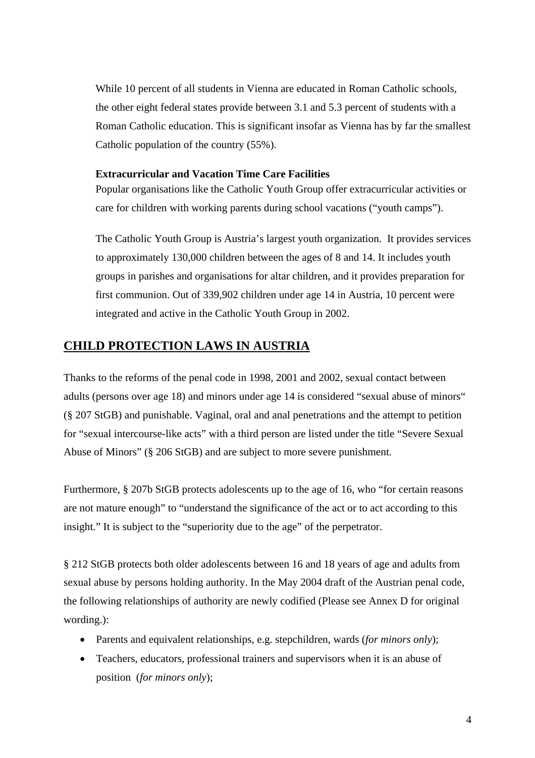While 10 percent of all students in Vienna are educated in Roman Catholic schools, the other eight federal states provide between 3.1 and 5.3 percent of students with a Roman Catholic education. This is significant insofar as Vienna has by far the smallest Catholic population of the country (55%).

**Extracurricular and Vacation Time Care Facilities**

Popular organisations like the Catholic Youth Group offer extracurricular activities or care for children with working parents during school vacations ("youth camps").

The Catholic Youth Group is Austria's largest youth organization. It provides services to approximately 130,000 children between the ages of 8 and 14. It includes youth groups in parishes and organisations for altar children, and it provides preparation for first communion. Out of 339,902 children under age 14 in Austria, 10 percent were integrated and active in the Catholic Youth Group in 2002.

## CHILD PROTECTION LAWS IN AUSTRIA

Thanks to the reforms of the penal code in 1998, 2001 and 2002, sexual contact between adults (persons over age 18) and minors under age 14 is considered "sexual abuse of minors" (§ 207 StGB) and punishable. Vaginal, oral and anal penetrations and the attempt to petition for "sexual intercourse-like acts" with a third person are listed under the title "Severe Sexual Abuse of Minors" (§ 206 StGB) and are subject to more severe punishment.

Furthermore, § 207b StGB protects adolescents up to the age of 16, who "for certain reasons are not mature enough" to "understand the significance of the act or to act according to this insight." It is subject to the "superiority due to the age" of the perpetrator.

§ 212 StGB protects both older adolescents between 16 and 18 years of age and adults from sexual abuse by persons holding authority. In the May 2004 draft of the Austrian penal code, the following relationships of authority are newly codified (Please see Annex D for original wording.):

- Parents and equivalent relationships, e.g. stepchildren, wards (*for minors only*);
- Teachers, educators, professional trainers and supervisors when it is an abuse of position (*for minors only*);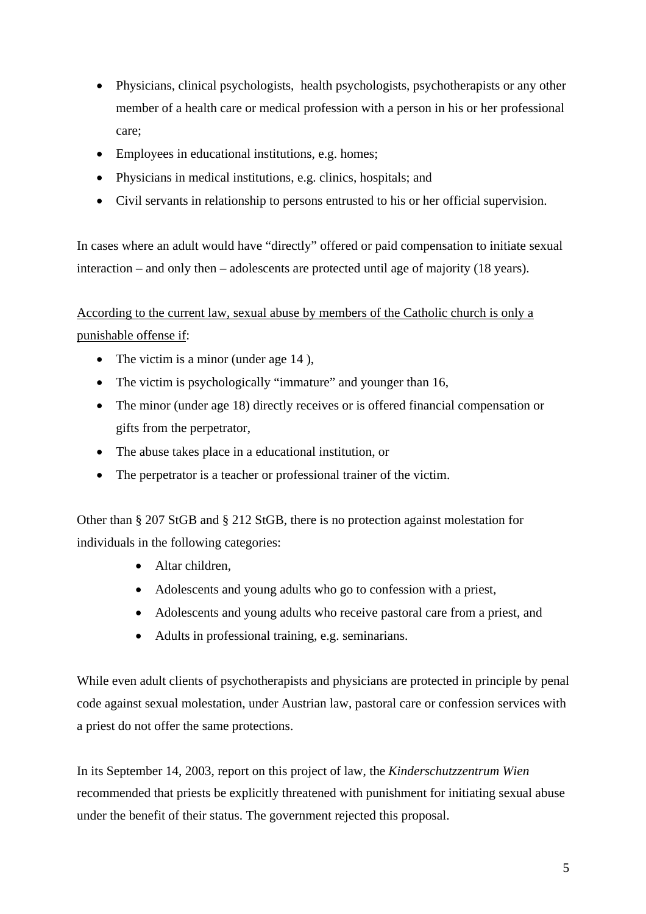- Physicians, clinical psychologists,  health psychologists, psychotherapists or any other member of a health care or medical profession with a person in his or her professional care;
- Employees in educational institutions, e.g. homes;
- Physicians in medical institutions, e.g. clinics, hospitals; and
- Civil servants in relationship to persons entrusted to his or her official supervision.

In cases where an adult would have "directly" offered or paid compensation to initiate sexual interaction – and only then – adolescents are protected until age of majority (18 years).

<u>According to the current law, sexual abuse by members of the Catholic church is only a punishable offense if</u>:

- The victim is a minor (under age 14 ),
- The victim is psychologically "immature" and younger than 16,
- The minor (under age 18) directly receives or is offered financial compensation or gifts from the perpetrator,
- The abuse takes place in a educational institution, or
- The perpetrator is a teacher or professional trainer of the victim.

Other than § 207 StGB and § 212 StGB, there is no protection against molestation for individuals in the following categories:

- Altar children,
- Adolescents and young adults who go to confession with a priest,
- Adolescents and young adults who receive pastoral care from a priest, and
- Adults in professional training, e.g. seminarians.

While even adult clients of psychotherapists and physicians are protected in principle by penal code against sexual molestation, under Austrian law, pastoral care or confession services with a priest do not offer the same protections.

In its September 14, 2003, report on this project of law, the *Kinderschutzzentrum Wien* recommended that priests be explicitly threatened with punishment for initiating sexual abuse under the benefit of their status. The government rejected this proposal.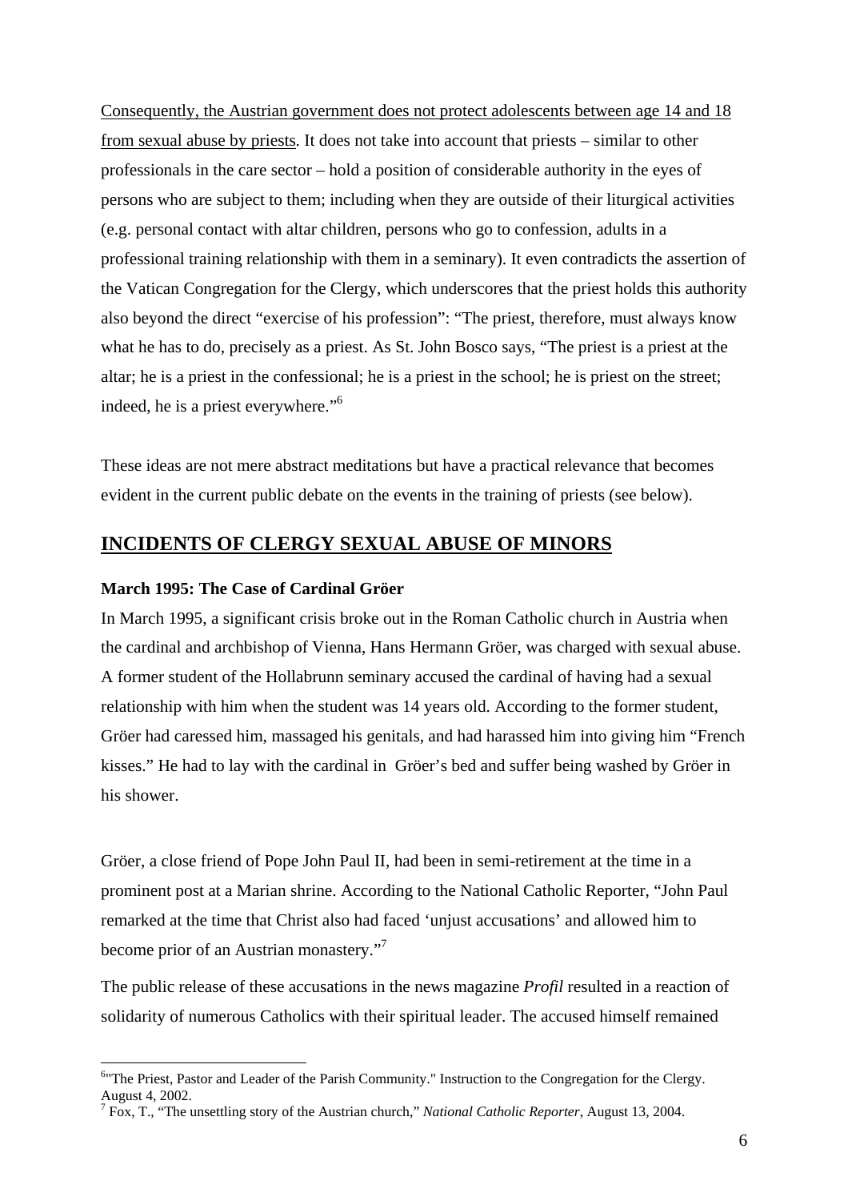Consequently, the Austrian government does not protect adolescents between age 14 and 18 from sexual abuse by priests. It does not take into account that priests – similar to other professionals in the care sector – hold a position of considerable authority in the eyes of persons who are subject to them; including when they are outside of their liturgical activities (e.g. personal contact with altar children, persons who go to confession, adults in a professional training relationship with them in a seminary). It even contradicts the assertion of the Vatican Congregation for the Clergy, which underscores that the priest holds this authority also beyond the direct "exercise of his profession": "The priest, therefore, must always know what he has to do, precisely as a priest. As St. John Bosco says, "The priest is a priest at the altar; he is a priest in the confessional; he is a priest in the school; he is priest on the street; indeed, he is a priest everywhere."[6]

These ideas are not mere abstract meditations but have a practical relevance that becomes evident in the current public debate on the events in the training of priests (see below).

## INCIDENTS OF CLERGY SEXUAL ABUSE OF MINORS

### March 1995: The Case of Cardinal Gröer

In March 1995, a significant crisis broke out in the Roman Catholic church in Austria when the cardinal and archbishop of Vienna, Hans Hermann Gröer, was charged with sexual abuse. A former student of the Hollabrunn seminary accused the cardinal of having had a sexual relationship with him when the student was 14 years old. According to the former student, Gröer had caressed him, massaged his genitals, and had harassed him into giving him "French kisses." He had to lay with the cardinal in Gröer's bed and suffer being washed by Gröer in his shower.

Gröer, a close friend of Pope John Paul II, had been in semi-retirement at the time in a prominent post at a Marian shrine. According to the National Catholic Reporter, "John Paul remarked at the time that Christ also had faced 'unjust accusations' and allowed him to become prior of an Austrian monastery."[7]

The public release of these accusations in the news magazine *Profil* resulted in a reaction of solidarity of numerous Catholics with their spiritual leader. The accused himself remained

---

[6] "The Priest, Pastor and Leader of the Parish Community." Instruction to the Congregation for the Clergy. August 4, 2002.

[7] Fox, T., "The unsettling story of the Austrian church," *National Catholic Reporter*, August 13, 2004.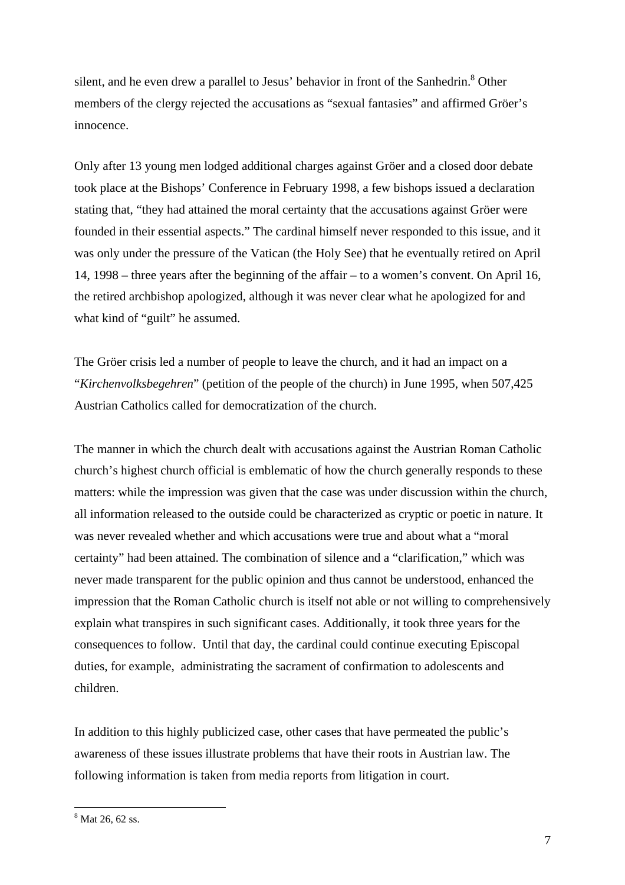silent, and he even drew a parallel to Jesus' behavior in front of the Sanhedrin.[8] Other members of the clergy rejected the accusations as "sexual fantasies" and affirmed Gröer's innocence.

Only after 13 young men lodged additional charges against Gröer and a closed door debate took place at the Bishops' Conference in February 1998, a few bishops issued a declaration stating that, "they had attained the moral certainty that the accusations against Gröer were founded in their essential aspects." The cardinal himself never responded to this issue, and it was only under the pressure of the Vatican (the Holy See) that he eventually retired on April 14, 1998 – three years after the beginning of the affair – to a women's convent. On April 16, the retired archbishop apologized, although it was never clear what he apologized for and what kind of "guilt" he assumed.

The Gröer crisis led a number of people to leave the church, and it had an impact on a "*Kirchenvolksbegehren*" (petition of the people of the church) in June 1995, when 507,425 Austrian Catholics called for democratization of the church.

The manner in which the church dealt with accusations against the Austrian Roman Catholic church's highest church official is emblematic of how the church generally responds to these matters: while the impression was given that the case was under discussion within the church, all information released to the outside could be characterized as cryptic or poetic in nature. It was never revealed whether and which accusations were true and about what a "moral certainty" had been attained. The combination of silence and a "clarification," which was never made transparent for the public opinion and thus cannot be understood, enhanced the impression that the Roman Catholic church is itself not able or not willing to comprehensively explain what transpires in such significant cases. Additionally, it took three years for the consequences to follow. Until that day, the cardinal could continue executing Episcopal duties, for example, administrating the sacrament of confirmation to adolescents and children.

In addition to this highly publicized case, other cases that have permeated the public's awareness of these issues illustrate problems that have their roots in Austrian law. The following information is taken from media reports from litigation in court.

[8] Mat 26, 62 ss.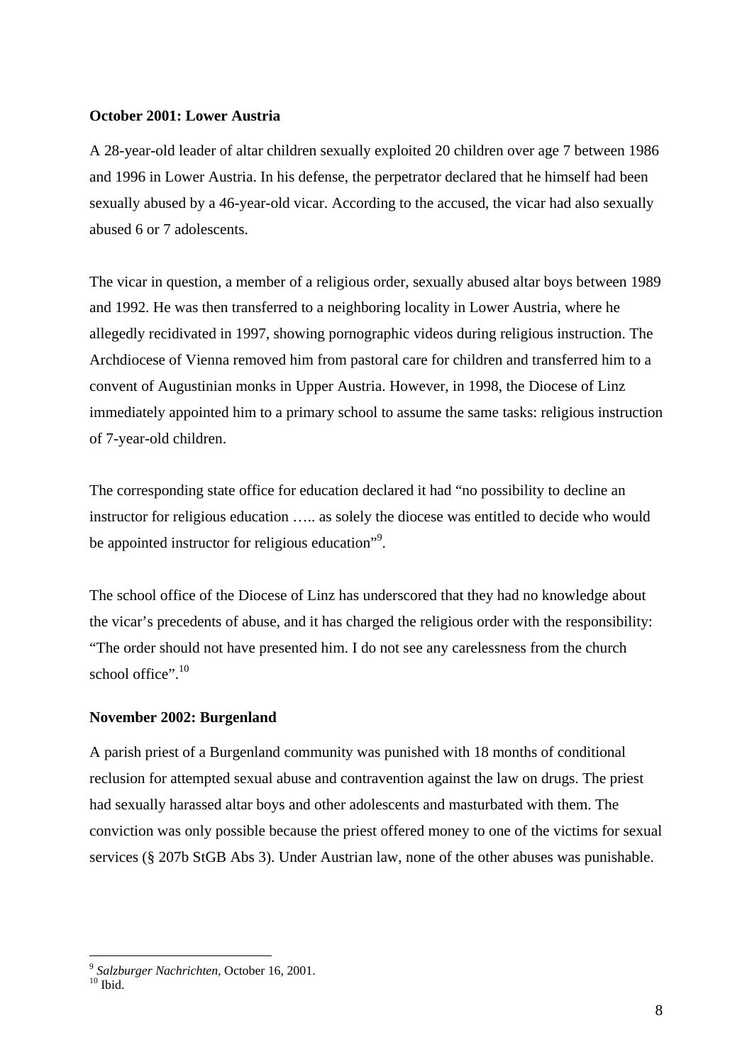**October 2001: Lower Austria**

A 28-year-old leader of altar children sexually exploited 20 children over age 7 between 1986 and 1996 in Lower Austria. In his defense, the perpetrator declared that he himself had been sexually abused by a 46-year-old vicar. According to the accused, the vicar had also sexually abused 6 or 7 adolescents.

The vicar in question, a member of a religious order, sexually abused altar boys between 1989 and 1992. He was then transferred to a neighboring locality in Lower Austria, where he allegedly recidivated in 1997, showing pornographic videos during religious instruction. The Archdiocese of Vienna removed him from pastoral care for children and transferred him to a convent of Augustinian monks in Upper Austria. However, in 1998, the Diocese of Linz immediately appointed him to a primary school to assume the same tasks: religious instruction of 7-year-old children.

The corresponding state office for education declared it had "no possibility to decline an instructor for religious education ….. as solely the diocese was entitled to decide who would be appointed instructor for religious education"[9].

The school office of the Diocese of Linz has underscored that they had no knowledge about the vicar's precedents of abuse, and it has charged the religious order with the responsibility: "The order should not have presented him. I do not see any carelessness from the church school office".[10]

**November 2002: Burgenland**

A parish priest of a Burgenland community was punished with 18 months of conditional reclusion for attempted sexual abuse and contravention against the law on drugs. The priest had sexually harassed altar boys and other adolescents and masturbated with them. The conviction was only possible because the priest offered money to one of the victims for sexual services (§ 207b StGB Abs 3). Under Austrian law, none of the other abuses was punishable.

---

[9] *Salzburger Nachrichten*, October 16, 2001.

[10] Ibid.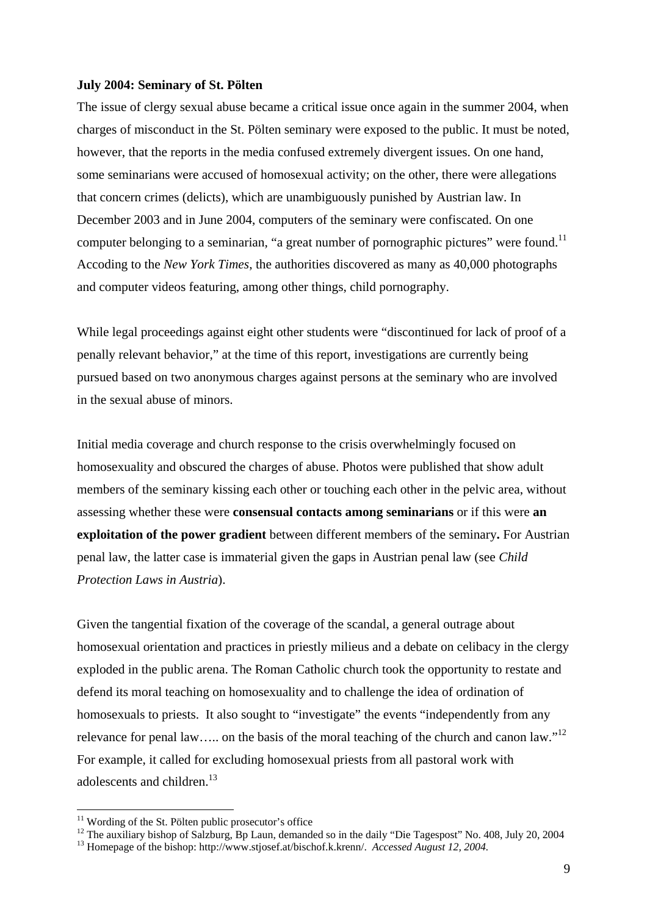**July 2004: Seminary of St. Pölten**

The issue of clergy sexual abuse became a critical issue once again in the summer 2004, when charges of misconduct in the St. Pölten seminary were exposed to the public. It must be noted, however, that the reports in the media confused extremely divergent issues. On one hand, some seminarians were accused of homosexual activity; on the other, there were allegations that concern crimes (delicts), which are unambiguously punished by Austrian law. In December 2003 and in June 2004, computers of the seminary were confiscated. On one computer belonging to a seminarian, "a great number of pornographic pictures" were found.[11] Accoding to the *New York Times*, the authorities discovered as many as 40,000 photographs and computer videos featuring, among other things, child pornography.

While legal proceedings against eight other students were "discontinued for lack of proof of a penally relevant behavior," at the time of this report, investigations are currently being pursued based on two anonymous charges against persons at the seminary who are involved in the sexual abuse of minors.

Initial media coverage and church response to the crisis overwhelmingly focused on homosexuality and obscured the charges of abuse. Photos were published that show adult members of the seminary kissing each other or touching each other in the pelvic area, without assessing whether these were **consensual contacts among seminarians** or if this were **an exploitation of the power gradient** between different members of the seminary**.** For Austrian penal law, the latter case is immaterial given the gaps in Austrian penal law (see *Child Protection Laws in Austria*).

Given the tangential fixation of the coverage of the scandal, a general outrage about homosexual orientation and practices in priestly milieus and a debate on celibacy in the clergy exploded in the public arena. The Roman Catholic church took the opportunity to restate and defend its moral teaching on homosexuality and to challenge the idea of ordination of homosexuals to priests. It also sought to "investigate" the events "independently from any relevance for penal law….. on the basis of the moral teaching of the church and canon law."[12] For example, it called for excluding homosexual priests from all pastoral work with adolescents and children.[13]

---

[11] Wording of the St. Pölten public prosecutor's office

[12] The auxiliary bishop of Salzburg, Bp Laun, demanded so in the daily "Die Tagespost" No. 408, July 20, 2004

[13] Homepage of the bishop: http://www.stjosef.at/bischof.k.krenn/. *Accessed August 12, 2004.*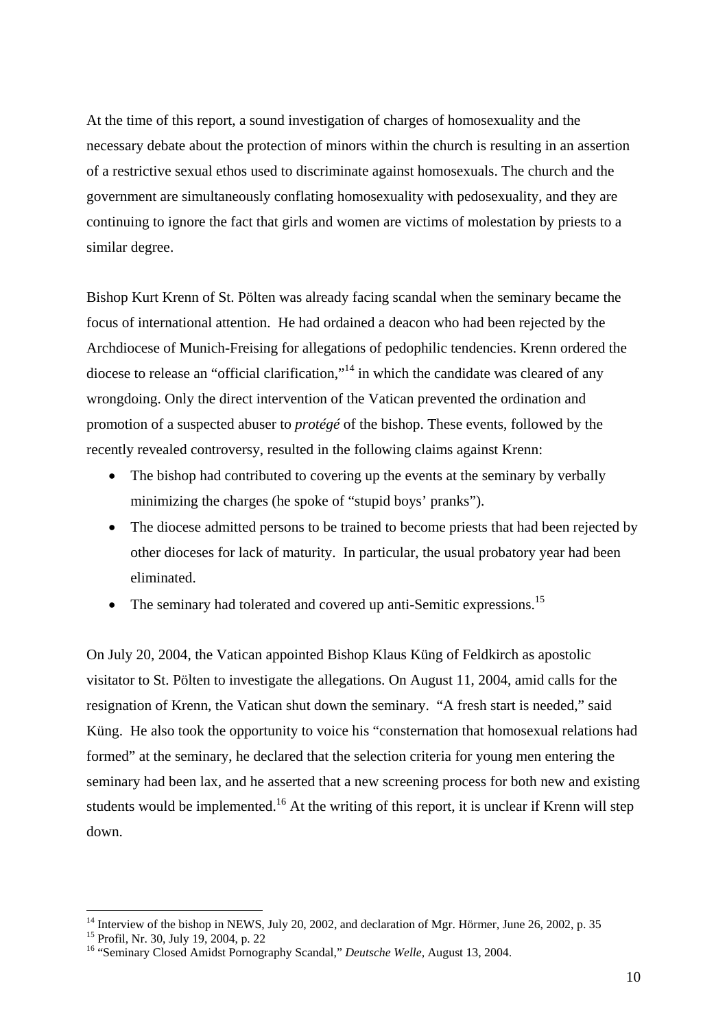At the time of this report, a sound investigation of charges of homosexuality and the necessary debate about the protection of minors within the church is resulting in an assertion of a restrictive sexual ethos used to discriminate against homosexuals. The church and the government are simultaneously conflating homosexuality with pedosexuality, and they are continuing to ignore the fact that girls and women are victims of molestation by priests to a similar degree.

Bishop Kurt Krenn of St. Pölten was already facing scandal when the seminary became the focus of international attention. He had ordained a deacon who had been rejected by the Archdiocese of Munich-Freising for allegations of pedophilic tendencies. Krenn ordered the diocese to release an "official clarification,"[14] in which the candidate was cleared of any wrongdoing. Only the direct intervention of the Vatican prevented the ordination and promotion of a suspected abuser to *protégé* of the bishop. These events, followed by the recently revealed controversy, resulted in the following claims against Krenn:

- The bishop had contributed to covering up the events at the seminary by verbally minimizing the charges (he spoke of "stupid boys' pranks").
- The diocese admitted persons to be trained to become priests that had been rejected by other dioceses for lack of maturity. In particular, the usual probatory year had been eliminated.
- The seminary had tolerated and covered up anti-Semitic expressions.[15]

On July 20, 2004, the Vatican appointed Bishop Klaus Küng of Feldkirch as apostolic visitator to St. Pölten to investigate the allegations. On August 11, 2004, amid calls for the resignation of Krenn, the Vatican shut down the seminary. "A fresh start is needed," said Küng. He also took the opportunity to voice his "consternation that homosexual relations had formed" at the seminary, he declared that the selection criteria for young men entering the seminary had been lax, and he asserted that a new screening process for both new and existing students would be implemented.[16] At the writing of this report, it is unclear if Krenn will step down.

---

[14] Interview of the bishop in NEWS, July 20, 2002, and declaration of Mgr. Hörmer, June 26, 2002, p. 35

[15] Profil, Nr. 30, July 19, 2004, p. 22

[16] "Seminary Closed Amidst Pornography Scandal," *Deutsche Welle*, August 13, 2004.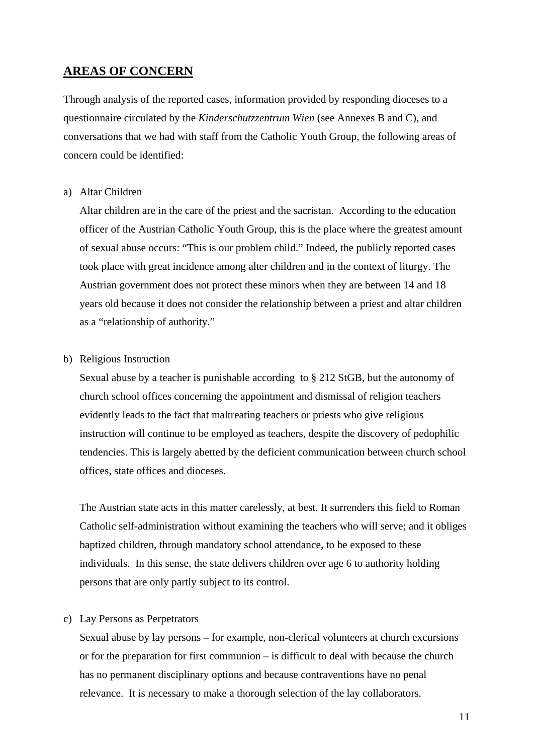## **AREAS OF CONCERN**

Through analysis of the reported cases, information provided by responding dioceses to a questionnaire circulated by the *Kinderschutzzentrum Wien* (see Annexes B and C), and conversations that we had with staff from the Catholic Youth Group, the following areas of concern could be identified:

a) Altar Children

Altar children are in the care of the priest and the sacristan. According to the education officer of the Austrian Catholic Youth Group, this is the place where the greatest amount of sexual abuse occurs: "This is our problem child." Indeed, the publicly reported cases took place with great incidence among alter children and in the context of liturgy. The Austrian government does not protect these minors when they are between 14 and 18 years old because it does not consider the relationship between a priest and altar children as a "relationship of authority."

b) Religious Instruction

Sexual abuse by a teacher is punishable according to § 212 StGB, but the autonomy of church school offices concerning the appointment and dismissal of religion teachers evidently leads to the fact that maltreating teachers or priests who give religious instruction will continue to be employed as teachers, despite the discovery of pedophilic tendencies. This is largely abetted by the deficient communication between church school offices, state offices and dioceses.

The Austrian state acts in this matter carelessly, at best. It surrenders this field to Roman Catholic self-administration without examining the teachers who will serve; and it obliges baptized children, through mandatory school attendance, to be exposed to these individuals. In this sense, the state delivers children over age 6 to authority holding persons that are only partly subject to its control.

c) Lay Persons as Perpetrators

Sexual abuse by lay persons – for example, non-clerical volunteers at church excursions or for the preparation for first communion – is difficult to deal with because the church has no permanent disciplinary options and because contraventions have no penal relevance. It is necessary to make a thorough selection of the lay collaborators.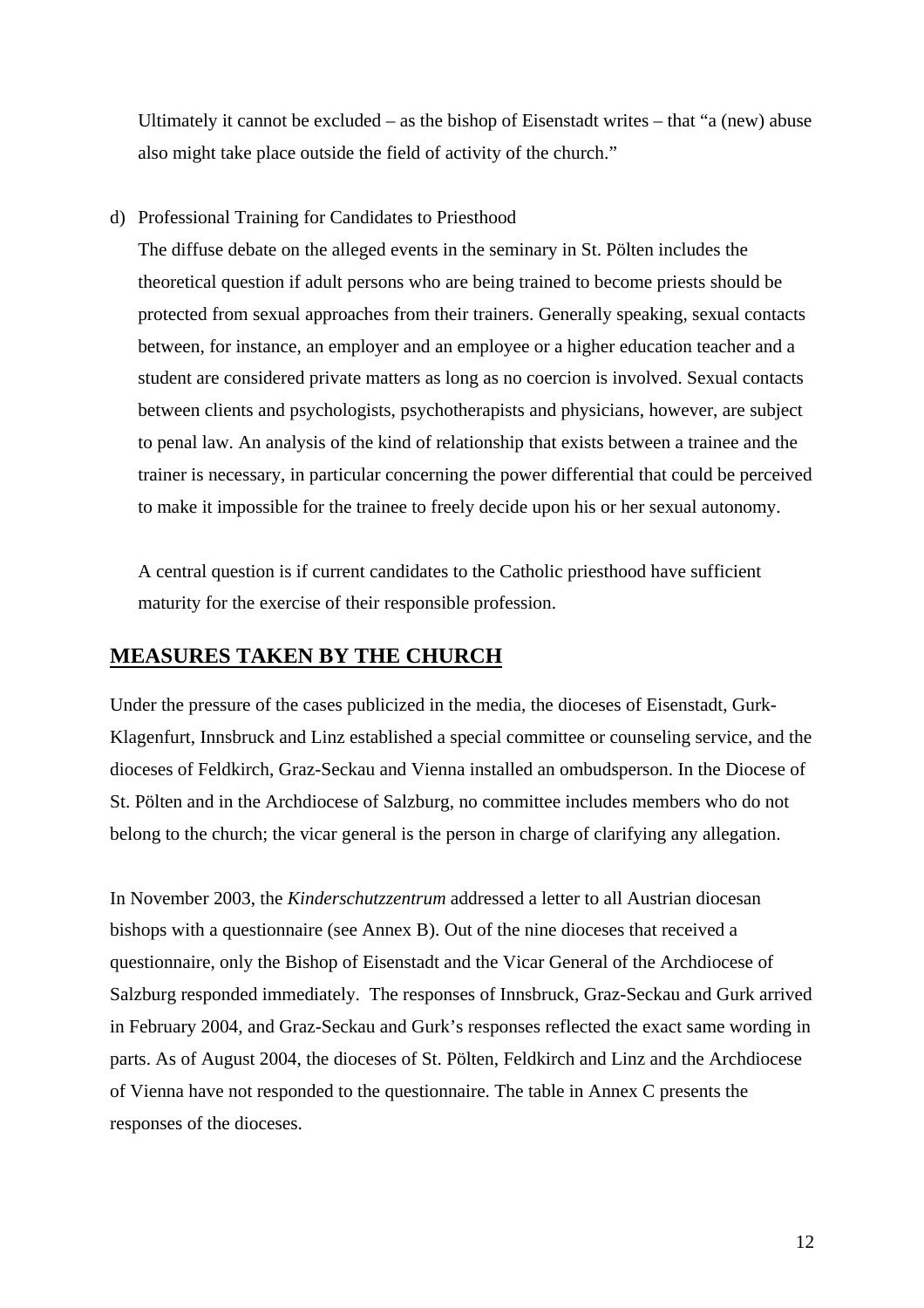Ultimately it cannot be excluded – as the bishop of Eisenstadt writes – that "a (new) abuse also might take place outside the field of activity of the church."

d) Professional Training for Candidates to Priesthood

   The diffuse debate on the alleged events in the seminary in St. Pölten includes the theoretical question if adult persons who are being trained to become priests should be protected from sexual approaches from their trainers. Generally speaking, sexual contacts between, for instance, an employer and an employee or a higher education teacher and a student are considered private matters as long as no coercion is involved. Sexual contacts between clients and psychologists, psychotherapists and physicians, however, are subject to penal law. An analysis of the kind of relationship that exists between a trainee and the trainer is necessary, in particular concerning the power differential that could be perceived to make it impossible for the trainee to freely decide upon his or her sexual autonomy.

   A central question is if current candidates to the Catholic priesthood have sufficient maturity for the exercise of their responsible profession.

## **MEASURES TAKEN BY THE CHURCH**

Under the pressure of the cases publicized in the media, the dioceses of Eisenstadt, Gurk-Klagenfurt, Innsbruck and Linz established a special committee or counseling service, and the dioceses of Feldkirch, Graz-Seckau and Vienna installed an ombudsperson. In the Diocese of St. Pölten and in the Archdiocese of Salzburg, no committee includes members who do not belong to the church; the vicar general is the person in charge of clarifying any allegation.

In November 2003, the *Kinderschutzzentrum* addressed a letter to all Austrian diocesan bishops with a questionnaire (see Annex B). Out of the nine dioceses that received a questionnaire, only the Bishop of Eisenstadt and the Vicar General of the Archdiocese of Salzburg responded immediately. The responses of Innsbruck, Graz-Seckau and Gurk arrived in February 2004, and Graz-Seckau and Gurk's responses reflected the exact same wording in parts. As of August 2004, the dioceses of St. Pölten, Feldkirch and Linz and the Archdiocese of Vienna have not responded to the questionnaire. The table in Annex C presents the responses of the dioceses.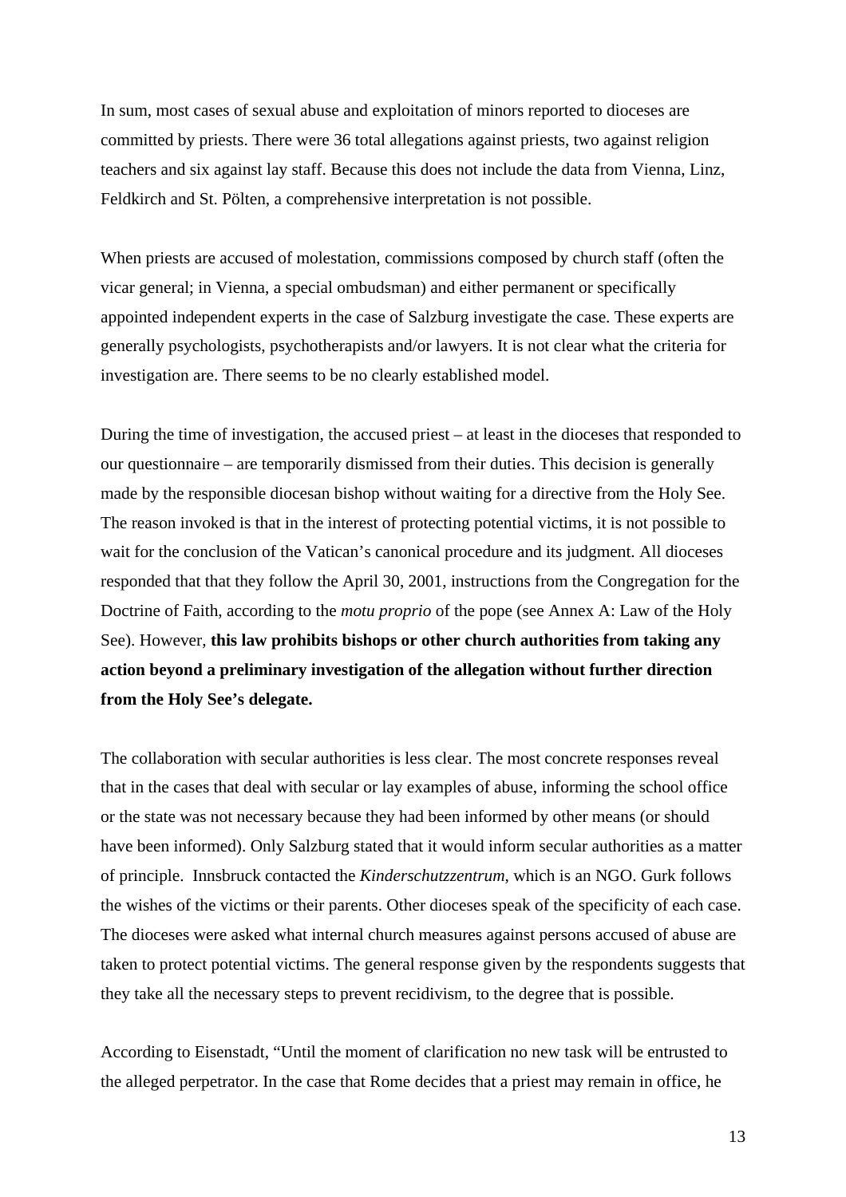In sum, most cases of sexual abuse and exploitation of minors reported to dioceses are committed by priests. There were 36 total allegations against priests, two against religion teachers and six against lay staff. Because this does not include the data from Vienna, Linz, Feldkirch and St. Pölten, a comprehensive interpretation is not possible.

When priests are accused of molestation, commissions composed by church staff (often the vicar general; in Vienna, a special ombudsman) and either permanent or specifically appointed independent experts in the case of Salzburg investigate the case. These experts are generally psychologists, psychotherapists and/or lawyers. It is not clear what the criteria for investigation are. There seems to be no clearly established model.

During the time of investigation, the accused priest – at least in the dioceses that responded to our questionnaire – are temporarily dismissed from their duties. This decision is generally made by the responsible diocesan bishop without waiting for a directive from the Holy See. The reason invoked is that in the interest of protecting potential victims, it is not possible to wait for the conclusion of the Vatican's canonical procedure and its judgment. All dioceses responded that that they follow the April 30, 2001, instructions from the Congregation for the Doctrine of Faith, according to the *motu proprio* of the pope (see Annex A: Law of the Holy See). However, **this law prohibits bishops or other church authorities from taking any action beyond a preliminary investigation of the allegation without further direction from the Holy See's delegate.**

The collaboration with secular authorities is less clear. The most concrete responses reveal that in the cases that deal with secular or lay examples of abuse, informing the school office or the state was not necessary because they had been informed by other means (or should have been informed). Only Salzburg stated that it would inform secular authorities as a matter of principle. Innsbruck contacted the *Kinderschutzzentrum*, which is an NGO. Gurk follows the wishes of the victims or their parents. Other dioceses speak of the specificity of each case. The dioceses were asked what internal church measures against persons accused of abuse are taken to protect potential victims. The general response given by the respondents suggests that they take all the necessary steps to prevent recidivism, to the degree that is possible.

According to Eisenstadt, "Until the moment of clarification no new task will be entrusted to the alleged perpetrator. In the case that Rome decides that a priest may remain in office, he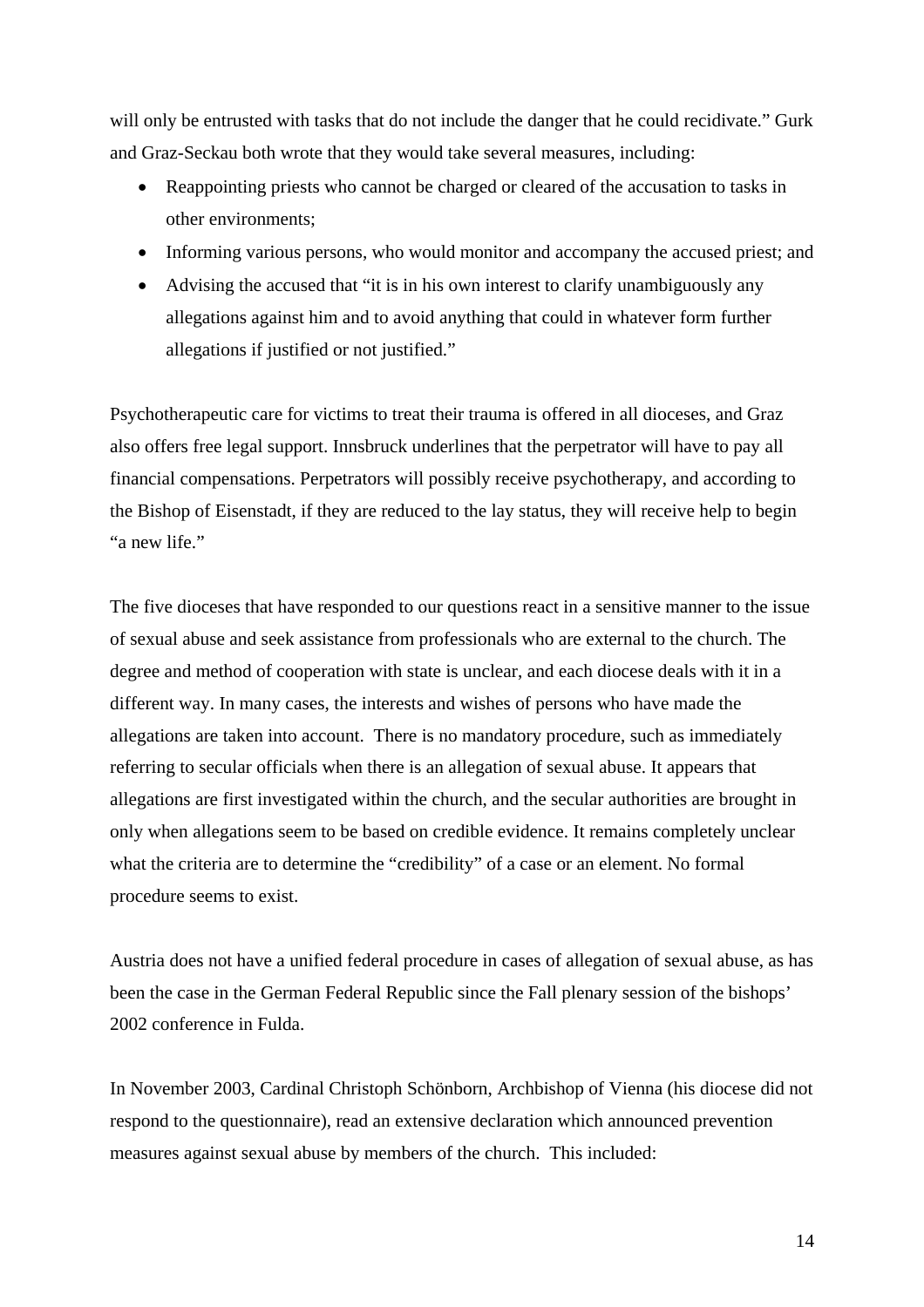will only be entrusted with tasks that do not include the danger that he could recidivate." Gurk and Graz-Seckau both wrote that they would take several measures, including:

- Reappointing priests who cannot be charged or cleared of the accusation to tasks in other environments;
- Informing various persons, who would monitor and accompany the accused priest; and
- Advising the accused that "it is in his own interest to clarify unambiguously any allegations against him and to avoid anything that could in whatever form further allegations if justified or not justified."

Psychotherapeutic care for victims to treat their trauma is offered in all dioceses, and Graz also offers free legal support. Innsbruck underlines that the perpetrator will have to pay all financial compensations. Perpetrators will possibly receive psychotherapy, and according to the Bishop of Eisenstadt, if they are reduced to the lay status, they will receive help to begin "a new life."

The five dioceses that have responded to our questions react in a sensitive manner to the issue of sexual abuse and seek assistance from professionals who are external to the church. The degree and method of cooperation with state is unclear, and each diocese deals with it in a different way. In many cases, the interests and wishes of persons who have made the allegations are taken into account. There is no mandatory procedure, such as immediately referring to secular officials when there is an allegation of sexual abuse. It appears that allegations are first investigated within the church, and the secular authorities are brought in only when allegations seem to be based on credible evidence. It remains completely unclear what the criteria are to determine the "credibility" of a case or an element. No formal procedure seems to exist.

Austria does not have a unified federal procedure in cases of allegation of sexual abuse, as has been the case in the German Federal Republic since the Fall plenary session of the bishops' 2002 conference in Fulda.

In November 2003, Cardinal Christoph Schönborn, Archbishop of Vienna (his diocese did not respond to the questionnaire), read an extensive declaration which announced prevention measures against sexual abuse by members of the church. This included: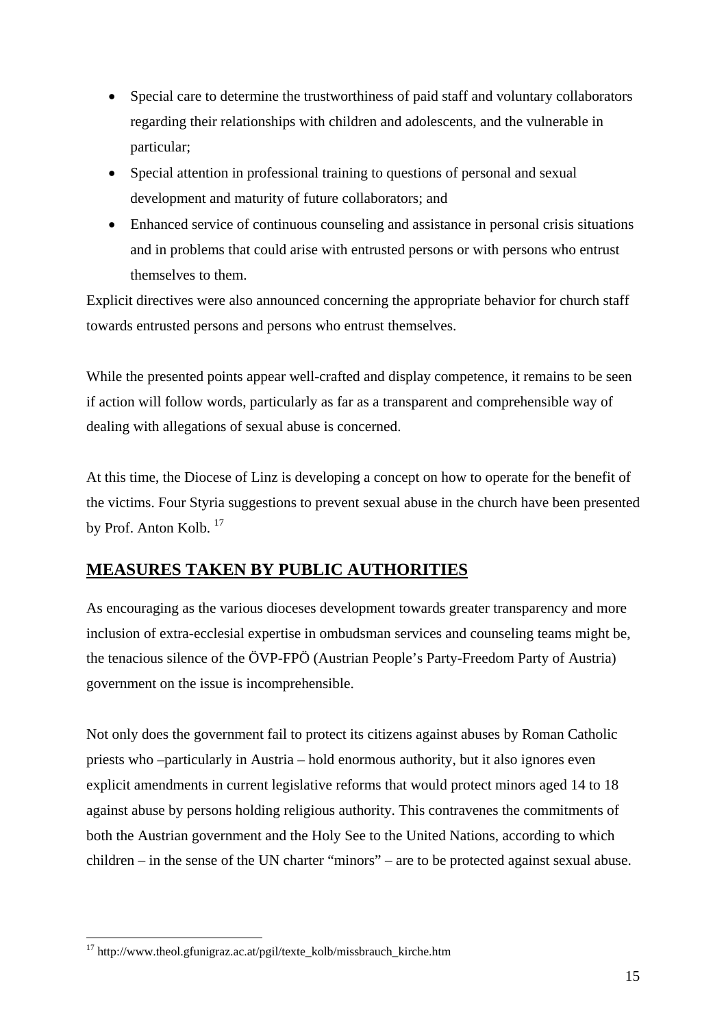- Special care to determine the trustworthiness of paid staff and voluntary collaborators regarding their relationships with children and adolescents, and the vulnerable in particular;
- Special attention in professional training to questions of personal and sexual development and maturity of future collaborators; and
- Enhanced service of continuous counseling and assistance in personal crisis situations and in problems that could arise with entrusted persons or with persons who entrust themselves to them.

Explicit directives were also announced concerning the appropriate behavior for church staff towards entrusted persons and persons who entrust themselves.

While the presented points appear well-crafted and display competence, it remains to be seen if action will follow words, particularly as far as a transparent and comprehensible way of dealing with allegations of sexual abuse is concerned.

At this time, the Diocese of Linz is developing a concept on how to operate for the benefit of the victims. Four Styria suggestions to prevent sexual abuse in the church have been presented by Prof. Anton Kolb. [17]

## MEASURES TAKEN BY PUBLIC AUTHORITIES

As encouraging as the various dioceses development towards greater transparency and more inclusion of extra-ecclesial expertise in ombudsman services and counseling teams might be, the tenacious silence of the ÖVP-FPÖ (Austrian People's Party-Freedom Party of Austria) government on the issue is incomprehensible.

Not only does the government fail to protect its citizens against abuses by Roman Catholic priests who –particularly in Austria – hold enormous authority, but it also ignores even explicit amendments in current legislative reforms that would protect minors aged 14 to 18 against abuse by persons holding religious authority. This contravenes the commitments of both the Austrian government and the Holy See to the United Nations, according to which children – in the sense of the UN charter "minors" – are to be protected against sexual abuse.

[17] http://www.theol.gfunigraz.ac.at/pgil/texte_kolb/missbrauch_kirche.htm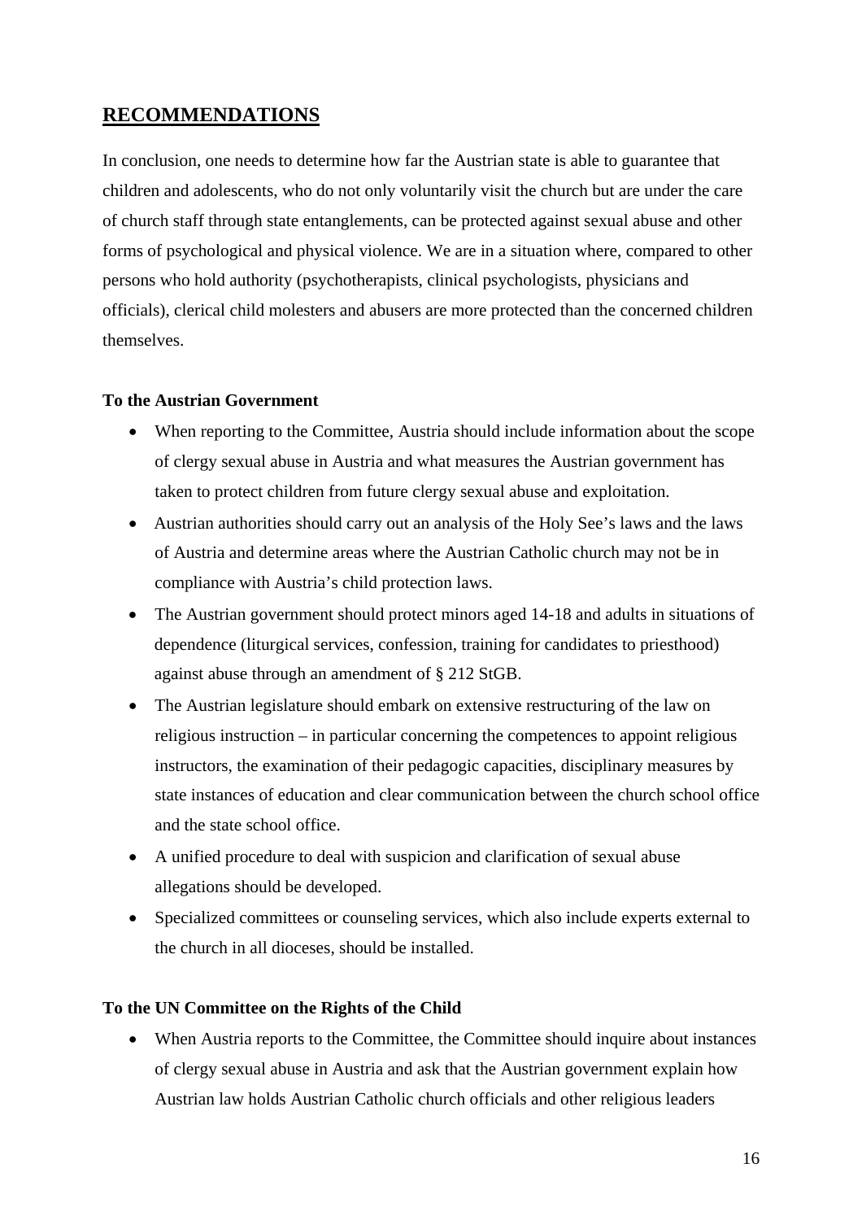## RECOMMENDATIONS

In conclusion, one needs to determine how far the Austrian state is able to guarantee that children and adolescents, who do not only voluntarily visit the church but are under the care of church staff through state entanglements, can be protected against sexual abuse and other forms of psychological and physical violence. We are in a situation where, compared to other persons who hold authority (psychotherapists, clinical psychologists, physicians and officials), clerical child molesters and abusers are more protected than the concerned children themselves.

**To the Austrian Government**

- When reporting to the Committee, Austria should include information about the scope of clergy sexual abuse in Austria and what measures the Austrian government has taken to protect children from future clergy sexual abuse and exploitation.
- Austrian authorities should carry out an analysis of the Holy See's laws and the laws of Austria and determine areas where the Austrian Catholic church may not be in compliance with Austria's child protection laws.
- The Austrian government should protect minors aged 14-18 and adults in situations of dependence (liturgical services, confession, training for candidates to priesthood) against abuse through an amendment of § 212 StGB.
- The Austrian legislature should embark on extensive restructuring of the law on religious instruction – in particular concerning the competences to appoint religious instructors, the examination of their pedagogic capacities, disciplinary measures by state instances of education and clear communication between the church school office and the state school office.
- A unified procedure to deal with suspicion and clarification of sexual abuse allegations should be developed.
- Specialized committees or counseling services, which also include experts external to the church in all dioceses, should be installed.

**To the UN Committee on the Rights of the Child**

- When Austria reports to the Committee, the Committee should inquire about instances of clergy sexual abuse in Austria and ask that the Austrian government explain how Austrian law holds Austrian Catholic church officials and other religious leaders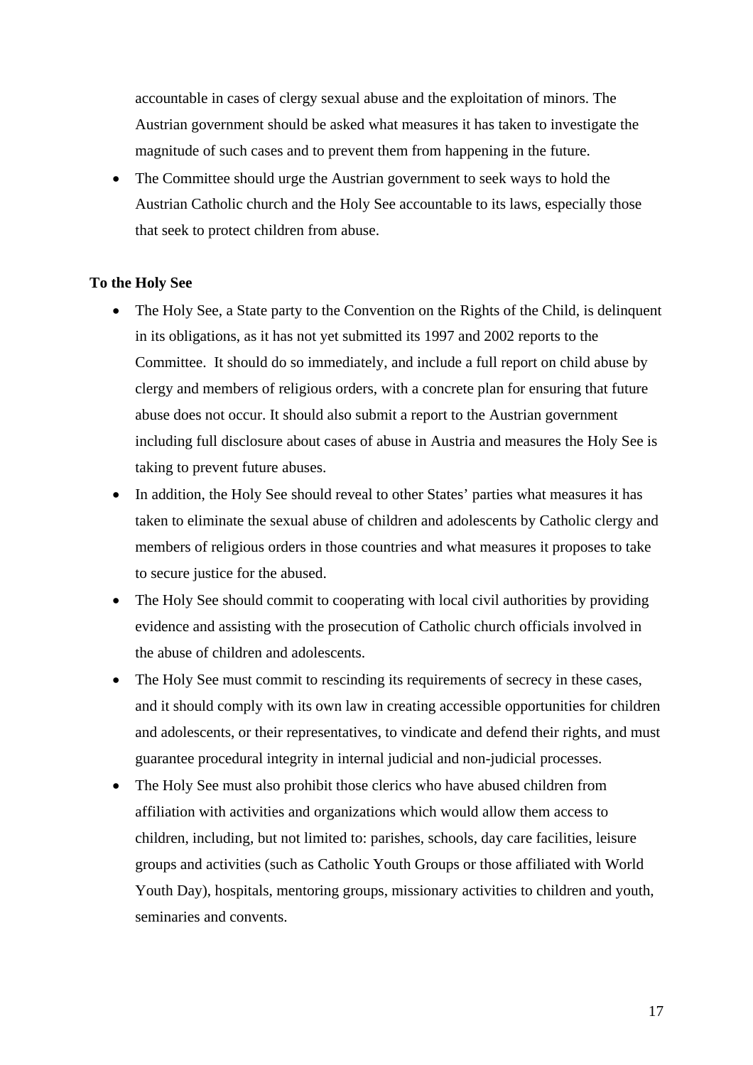accountable in cases of clergy sexual abuse and the exploitation of minors. The Austrian government should be asked what measures it has taken to investigate the magnitude of such cases and to prevent them from happening in the future.

- The Committee should urge the Austrian government to seek ways to hold the Austrian Catholic church and the Holy See accountable to its laws, especially those that seek to protect children from abuse.

**To the Holy See**

- The Holy See, a State party to the Convention on the Rights of the Child, is delinquent in its obligations, as it has not yet submitted its 1997 and 2002 reports to the Committee. It should do so immediately, and include a full report on child abuse by clergy and members of religious orders, with a concrete plan for ensuring that future abuse does not occur. It should also submit a report to the Austrian government including full disclosure about cases of abuse in Austria and measures the Holy See is taking to prevent future abuses.
- In addition, the Holy See should reveal to other States' parties what measures it has taken to eliminate the sexual abuse of children and adolescents by Catholic clergy and members of religious orders in those countries and what measures it proposes to take to secure justice for the abused.
- The Holy See should commit to cooperating with local civil authorities by providing evidence and assisting with the prosecution of Catholic church officials involved in the abuse of children and adolescents.
- The Holy See must commit to rescinding its requirements of secrecy in these cases, and it should comply with its own law in creating accessible opportunities for children and adolescents, or their representatives, to vindicate and defend their rights, and must guarantee procedural integrity in internal judicial and non-judicial processes.
- The Holy See must also prohibit those clerics who have abused children from affiliation with activities and organizations which would allow them access to children, including, but not limited to: parishes, schools, day care facilities, leisure groups and activities (such as Catholic Youth Groups or those affiliated with World Youth Day), hospitals, mentoring groups, missionary activities to children and youth, seminaries and convents.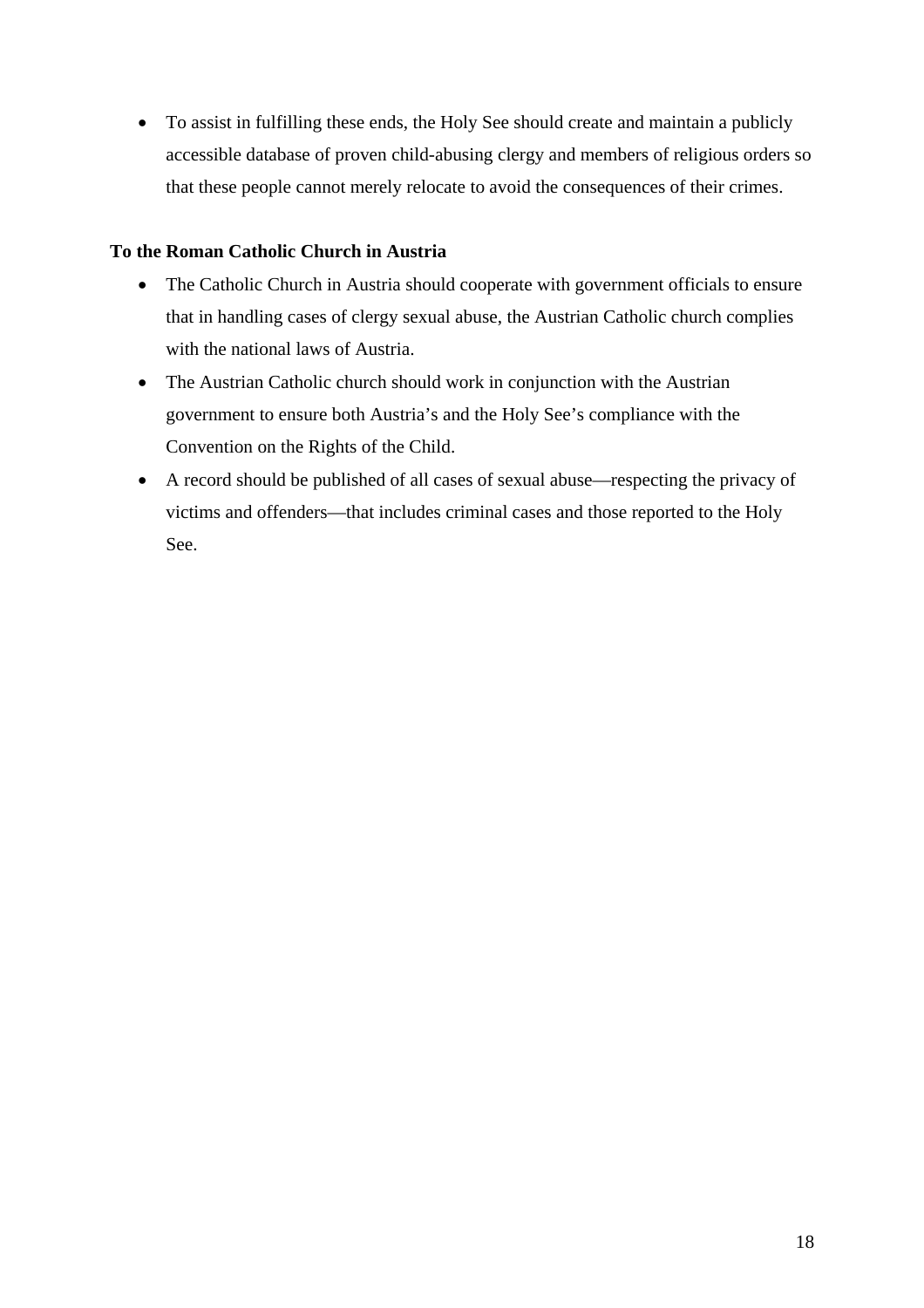- To assist in fulfilling these ends, the Holy See should create and maintain a publicly accessible database of proven child-abusing clergy and members of religious orders so that these people cannot merely relocate to avoid the consequences of their crimes.

**To the Roman Catholic Church in Austria**

- The Catholic Church in Austria should cooperate with government officials to ensure that in handling cases of clergy sexual abuse, the Austrian Catholic church complies with the national laws of Austria.
- The Austrian Catholic church should work in conjunction with the Austrian government to ensure both Austria's and the Holy See's compliance with the Convention on the Rights of the Child.
- A record should be published of all cases of sexual abuse—respecting the privacy of victims and offenders—that includes criminal cases and those reported to the Holy See.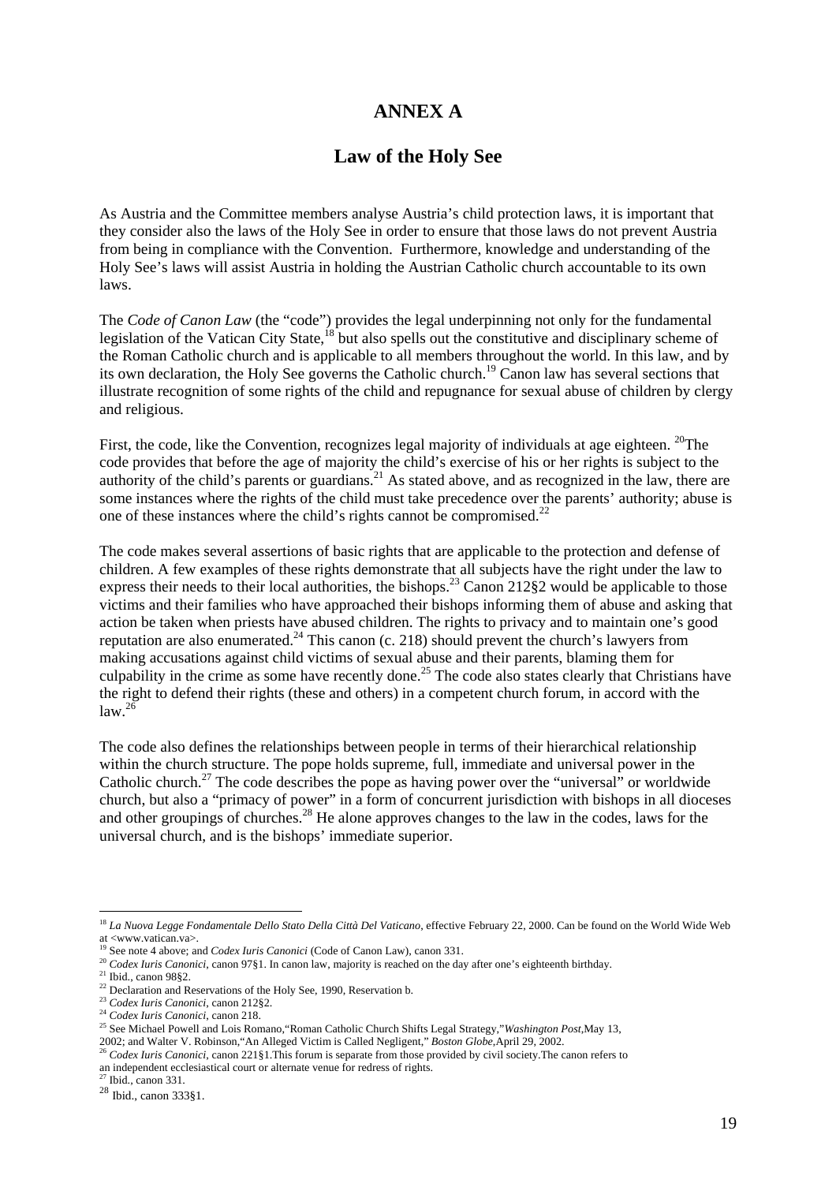# ANNEX A

## Law of the Holy See

As Austria and the Committee members analyse Austria's child protection laws, it is important that they consider also the laws of the Holy See in order to ensure that those laws do not prevent Austria from being in compliance with the Convention. Furthermore, knowledge and understanding of the Holy See's laws will assist Austria in holding the Austrian Catholic church accountable to its own laws.

The *Code of Canon Law* (the "code") provides the legal underpinning not only for the fundamental legislation of the Vatican City State,[18] but also spells out the constitutive and disciplinary scheme of the Roman Catholic church and is applicable to all members throughout the world. In this law, and by its own declaration, the Holy See governs the Catholic church.[19] Canon law has several sections that illustrate recognition of some rights of the child and repugnance for sexual abuse of children by clergy and religious.

First, the code, like the Convention, recognizes legal majority of individuals at age eighteen. [20]The code provides that before the age of majority the child's exercise of his or her rights is subject to the authority of the child's parents or guardians.[21] As stated above, and as recognized in the law, there are some instances where the rights of the child must take precedence over the parents' authority; abuse is one of these instances where the child's rights cannot be compromised.[22]

The code makes several assertions of basic rights that are applicable to the protection and defense of children. A few examples of these rights demonstrate that all subjects have the right under the law to express their needs to their local authorities, the bishops.[23] Canon 212§2 would be applicable to those victims and their families who have approached their bishops informing them of abuse and asking that action be taken when priests have abused children. The rights to privacy and to maintain one's good reputation are also enumerated.[24] This canon (c. 218) should prevent the church's lawyers from making accusations against child victims of sexual abuse and their parents, blaming them for culpability in the crime as some have recently done.[25] The code also states clearly that Christians have the right to defend their rights (these and others) in a competent church forum, in accord with the law.[26]

The code also defines the relationships between people in terms of their hierarchical relationship within the church structure. The pope holds supreme, full, immediate and universal power in the Catholic church.[27] The code describes the pope as having power over the "universal" or worldwide church, but also a "primacy of power" in a form of concurrent jurisdiction with bishops in all dioceses and other groupings of churches.[28] He alone approves changes to the law in the codes, laws for the universal church, and is the bishops' immediate superior.

---

[18] *La Nuova Legge Fondamentale Dello Stato Della Città Del Vaticano*, effective February 22, 2000. Can be found on the World Wide Web at <www.vatican.va>.

[19] See note 4 above; and *Codex Iuris Canonici* (Code of Canon Law), canon 331.

[20] *Codex Iuris Canonici*, canon 97§1. In canon law, majority is reached on the day after one's eighteenth birthday.

[21] Ibid., canon 98§2.

[22] Declaration and Reservations of the Holy See, 1990, Reservation b.

[23] *Codex Iuris Canonici*, canon 212§2.

[24] *Codex Iuris Canonici*, canon 218.

[25] See Michael Powell and Lois Romano,"Roman Catholic Church Shifts Legal Strategy,"*Washington Post*,May 13, 2002; and Walter V. Robinson,"An Alleged Victim is Called Negligent," *Boston Globe*,April 29, 2002.

[26] *Codex Iuris Canonici*, canon 221§1.This forum is separate from those provided by civil society.The canon refers to an independent ecclesiastical court or alternate venue for redress of rights.

[27] Ibid., canon 331.

[28] Ibid., canon 333§1.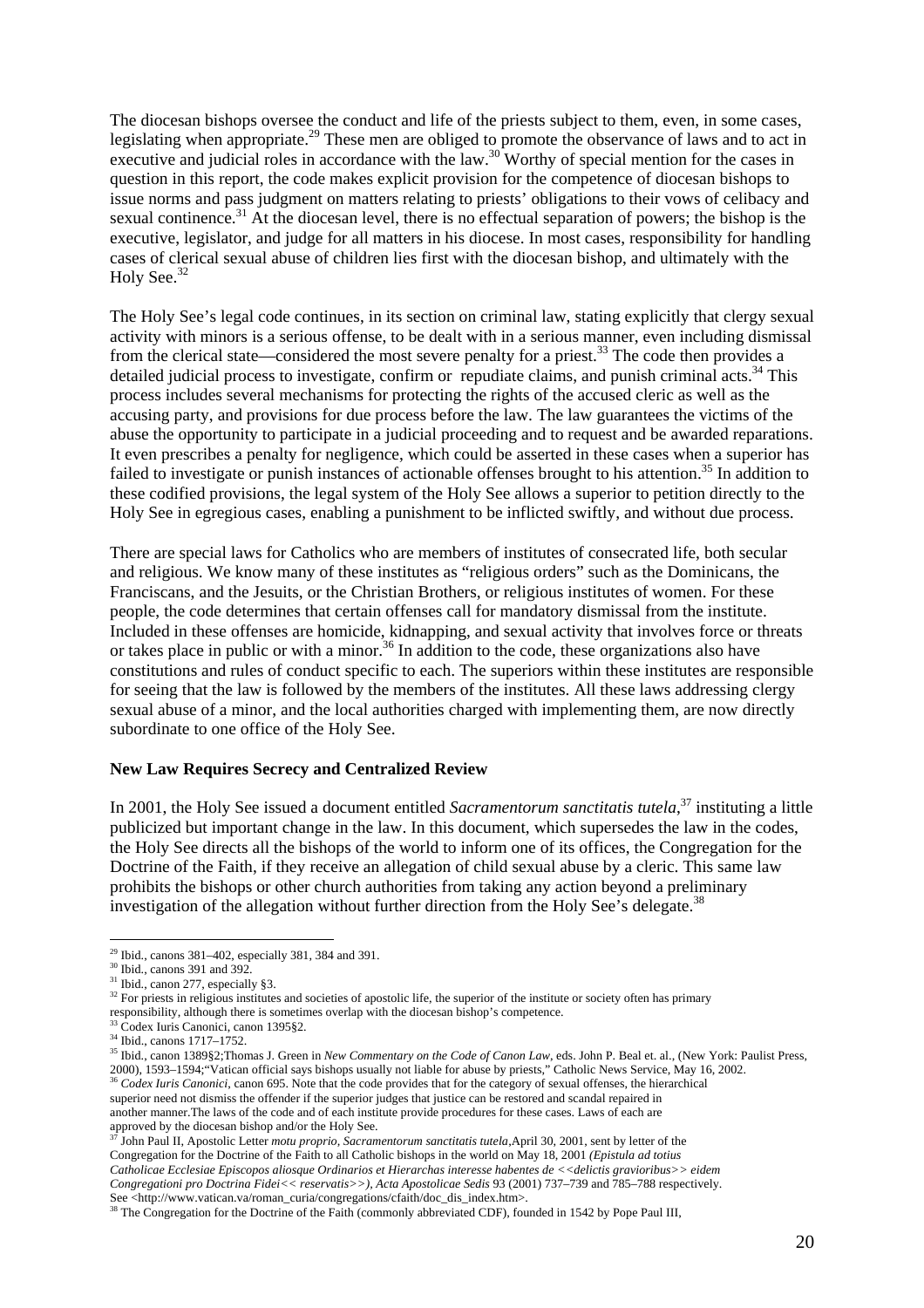The diocesan bishops oversee the conduct and life of the priests subject to them, even, in some cases, legislating when appropriate.[29] These men are obliged to promote the observance of laws and to act in executive and judicial roles in accordance with the law.[30] Worthy of special mention for the cases in question in this report, the code makes explicit provision for the competence of diocesan bishops to issue norms and pass judgment on matters relating to priests' obligations to their vows of celibacy and sexual continence.[31] At the diocesan level, there is no effectual separation of powers; the bishop is the executive, legislator, and judge for all matters in his diocese. In most cases, responsibility for handling cases of clerical sexual abuse of children lies first with the diocesan bishop, and ultimately with the Holy See.[32]

The Holy See's legal code continues, in its section on criminal law, stating explicitly that clergy sexual activity with minors is a serious offense, to be dealt with in a serious manner, even including dismissal from the clerical state—considered the most severe penalty for a priest.[33] The code then provides a detailed judicial process to investigate, confirm or repudiate claims, and punish criminal acts.[34] This process includes several mechanisms for protecting the rights of the accused cleric as well as the accusing party, and provisions for due process before the law. The law guarantees the victims of the abuse the opportunity to participate in a judicial proceeding and to request and be awarded reparations. It even prescribes a penalty for negligence, which could be asserted in these cases when a superior has failed to investigate or punish instances of actionable offenses brought to his attention.[35] In addition to these codified provisions, the legal system of the Holy See allows a superior to petition directly to the Holy See in egregious cases, enabling a punishment to be inflicted swiftly, and without due process.

There are special laws for Catholics who are members of institutes of consecrated life, both secular and religious. We know many of these institutes as "religious orders" such as the Dominicans, the Franciscans, and the Jesuits, or the Christian Brothers, or religious institutes of women. For these people, the code determines that certain offenses call for mandatory dismissal from the institute. Included in these offenses are homicide, kidnapping, and sexual activity that involves force or threats or takes place in public or with a minor.[36] In addition to the code, these organizations also have constitutions and rules of conduct specific to each. The superiors within these institutes are responsible for seeing that the law is followed by the members of the institutes. All these laws addressing clergy sexual abuse of a minor, and the local authorities charged with implementing them, are now directly subordinate to one office of the Holy See.

**New Law Requires Secrecy and Centralized Review**

In 2001, the Holy See issued a document entitled *Sacramentorum sanctitatis tutela*,[37] instituting a little publicized but important change in the law. In this document, which supersedes the law in the codes, the Holy See directs all the bishops of the world to inform one of its offices, the Congregation for the Doctrine of the Faith, if they receive an allegation of child sexual abuse by a cleric. This same law prohibits the bishops or other church authorities from taking any action beyond a preliminary investigation of the allegation without further direction from the Holy See's delegate.[38]

---

[29] Ibid., canons 381–402, especially 381, 384 and 391.
[30] Ibid., canons 391 and 392.
[31] Ibid., canon 277, especially §3.
[32] For priests in religious institutes and societies of apostolic life, the superior of the institute or society often has primary responsibility, although there is sometimes overlap with the diocesan bishop's competence.
[33] Codex Iuris Canonici, canon 1395§2.
[34] Ibid., canons 1717–1752.
[35] Ibid., canon 1389§2;Thomas J. Green in *New Commentary on the Code of Canon Law*, eds. John P. Beal et. al., (New York: Paulist Press, 2000), 1593–1594;"Vatican official says bishops usually not liable for abuse by priests," Catholic News Service, May 16, 2002.
[36] *Codex Iuris Canonici*, canon 695. Note that the code provides that for the category of sexual offenses, the hierarchical superior need not dismiss the offender if the superior judges that justice can be restored and scandal repaired in another manner.The laws of the code and of each institute provide procedures for these cases. Laws of each are approved by the diocesan bishop and/or the Holy See.
[37] John Paul II, Apostolic Letter *motu proprio, Sacramentorum sanctitatis tutela*,April 30, 2001, sent by letter of the Congregation for the Doctrine of the Faith to all Catholic bishops in the world on May 18, 2001 *(Epistula ad totius Catholicae Ecclesiae Episcopos aliosque Ordinarios et Hierarchas interesse habentes de <<delictis gravioribus>> eidem Congregationi pro Doctrina Fidei<< reservatis>>), Acta Apostolicae Sedis* 93 (2001) 737–739 and 785–788 respectively. See <http://www.vatican.va/roman_curia/congregations/cfaith/doc_dis_index.htm>.
[38] The Congregation for the Doctrine of the Faith (commonly abbreviated CDF), founded in 1542 by Pope Paul III,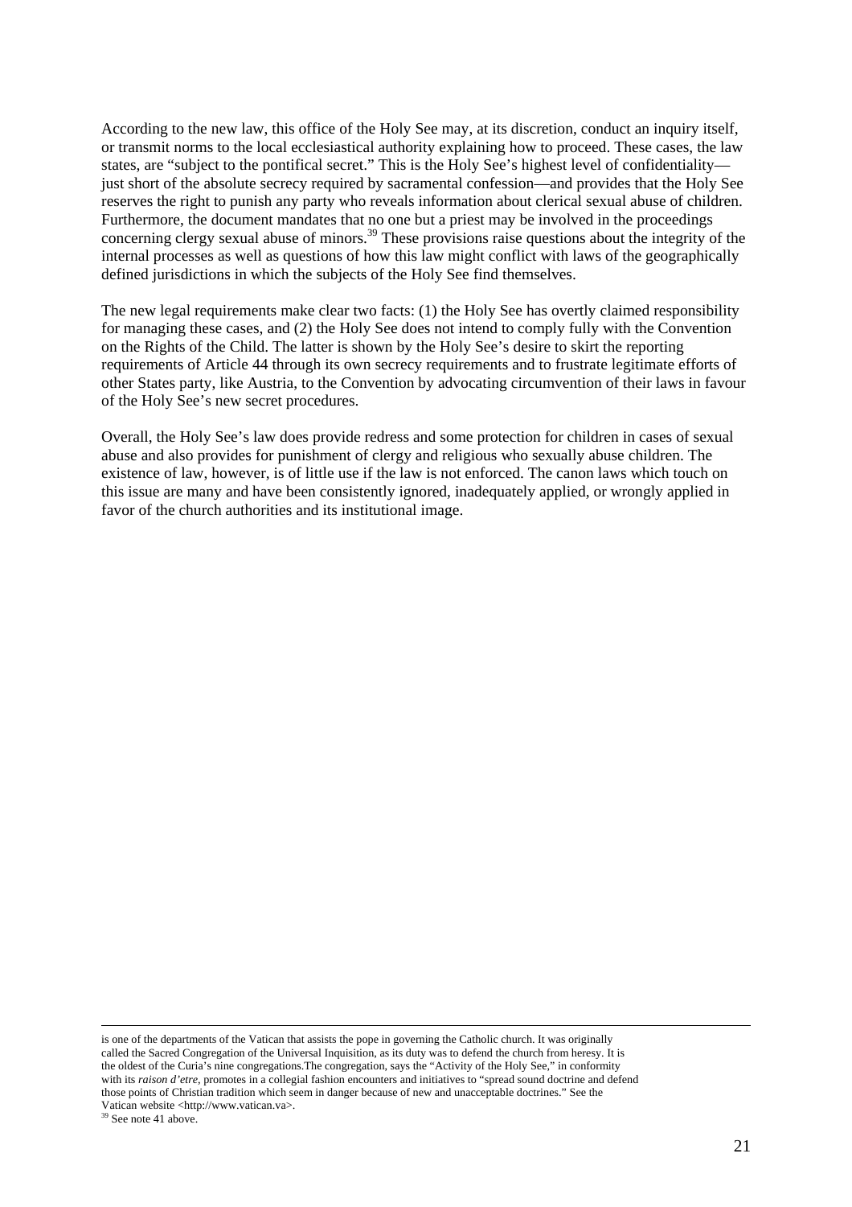According to the new law, this office of the Holy See may, at its discretion, conduct an inquiry itself, or transmit norms to the local ecclesiastical authority explaining how to proceed. These cases, the law states, are "subject to the pontifical secret." This is the Holy See's highest level of confidentiality—just short of the absolute secrecy required by sacramental confession—and provides that the Holy See reserves the right to punish any party who reveals information about clerical sexual abuse of children. Furthermore, the document mandates that no one but a priest may be involved in the proceedings concerning clergy sexual abuse of minors.[39] These provisions raise questions about the integrity of the internal processes as well as questions of how this law might conflict with laws of the geographically defined jurisdictions in which the subjects of the Holy See find themselves.

The new legal requirements make clear two facts: (1) the Holy See has overtly claimed responsibility for managing these cases, and (2) the Holy See does not intend to comply fully with the Convention on the Rights of the Child. The latter is shown by the Holy See's desire to skirt the reporting requirements of Article 44 through its own secrecy requirements and to frustrate legitimate efforts of other States party, like Austria, to the Convention by advocating circumvention of their laws in favour of the Holy See's new secret procedures.

Overall, the Holy See's law does provide redress and some protection for children in cases of sexual abuse and also provides for punishment of clergy and religious who sexually abuse children. The existence of law, however, is of little use if the law is not enforced. The canon laws which touch on this issue are many and have been consistently ignored, inadequately applied, or wrongly applied in favor of the church authorities and its institutional image.

---

is one of the departments of the Vatican that assists the pope in governing the Catholic church. It was originally called the Sacred Congregation of the Universal Inquisition, as its duty was to defend the church from heresy. It is the oldest of the Curia's nine congregations.The congregation, says the "Activity of the Holy See," in conformity with its *raison d'etre*, promotes in a collegial fashion encounters and initiatives to "spread sound doctrine and defend those points of Christian tradition which seem in danger because of new and unacceptable doctrines." See the Vatican website <http://www.vatican.va>.

[39] See note 41 above.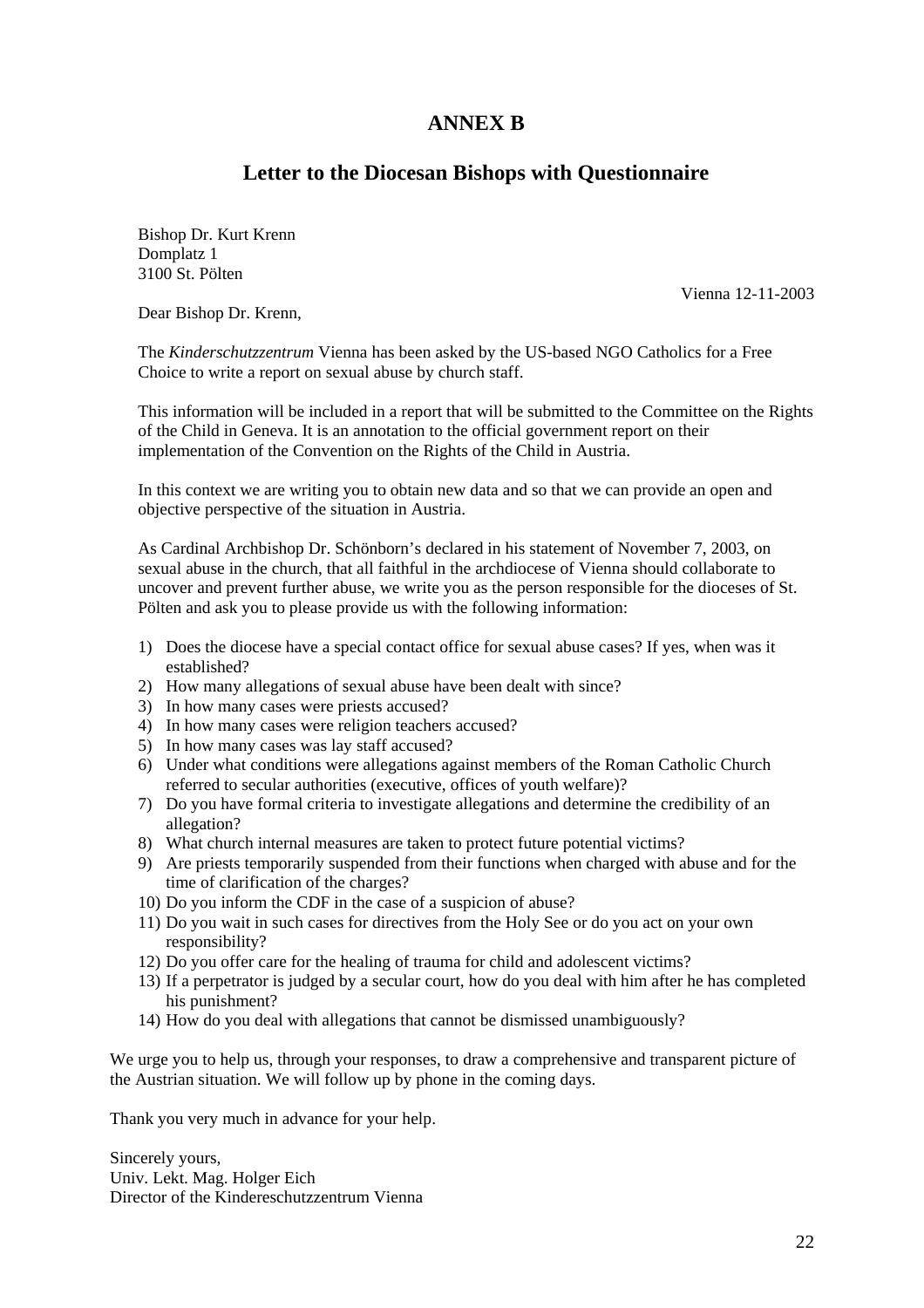# ANNEX B

## Letter to the Diocesan Bishops with Questionnaire

Bishop Dr. Kurt Krenn
Domplatz 1
3100 St. Pölten

Vienna 12-11-2003

Dear Bishop Dr. Krenn,

The *Kinderschutzzentrum* Vienna has been asked by the US-based NGO Catholics for a Free Choice to write a report on sexual abuse by church staff.

This information will be included in a report that will be submitted to the Committee on the Rights of the Child in Geneva. It is an annotation to the official government report on their implementation of the Convention on the Rights of the Child in Austria.

In this context we are writing you to obtain new data and so that we can provide an open and objective perspective of the situation in Austria.

As Cardinal Archbishop Dr. Schönborn's declared in his statement of November 7, 2003, on sexual abuse in the church, that all faithful in the archdiocese of Vienna should collaborate to uncover and prevent further abuse, we write you as the person responsible for the dioceses of St. Pölten and ask you to please provide us with the following information:

1) Does the diocese have a special contact office for sexual abuse cases? If yes, when was it established?
2) How many allegations of sexual abuse have been dealt with since?
3) In how many cases were priests accused?
4) In how many cases were religion teachers accused?
5) In how many cases was lay staff accused?
6) Under what conditions were allegations against members of the Roman Catholic Church referred to secular authorities (executive, offices of youth welfare)?
7) Do you have formal criteria to investigate allegations and determine the credibility of an allegation?
8) What church internal measures are taken to protect future potential victims?
9) Are priests temporarily suspended from their functions when charged with abuse and for the time of clarification of the charges?
10) Do you inform the CDF in the case of a suspicion of abuse?
11) Do you wait in such cases for directives from the Holy See or do you act on your own responsibility?
12) Do you offer care for the healing of trauma for child and adolescent victims?
13) If a perpetrator is judged by a secular court, how do you deal with him after he has completed his punishment?
14) How do you deal with allegations that cannot be dismissed unambiguously?

We urge you to help us, through your responses, to draw a comprehensive and transparent picture of the Austrian situation. We will follow up by phone in the coming days.

Thank you very much in advance for your help.

Sincerely yours,
Univ. Lekt. Mag. Holger Eich
Director of the Kindereschutzzentrum Vienna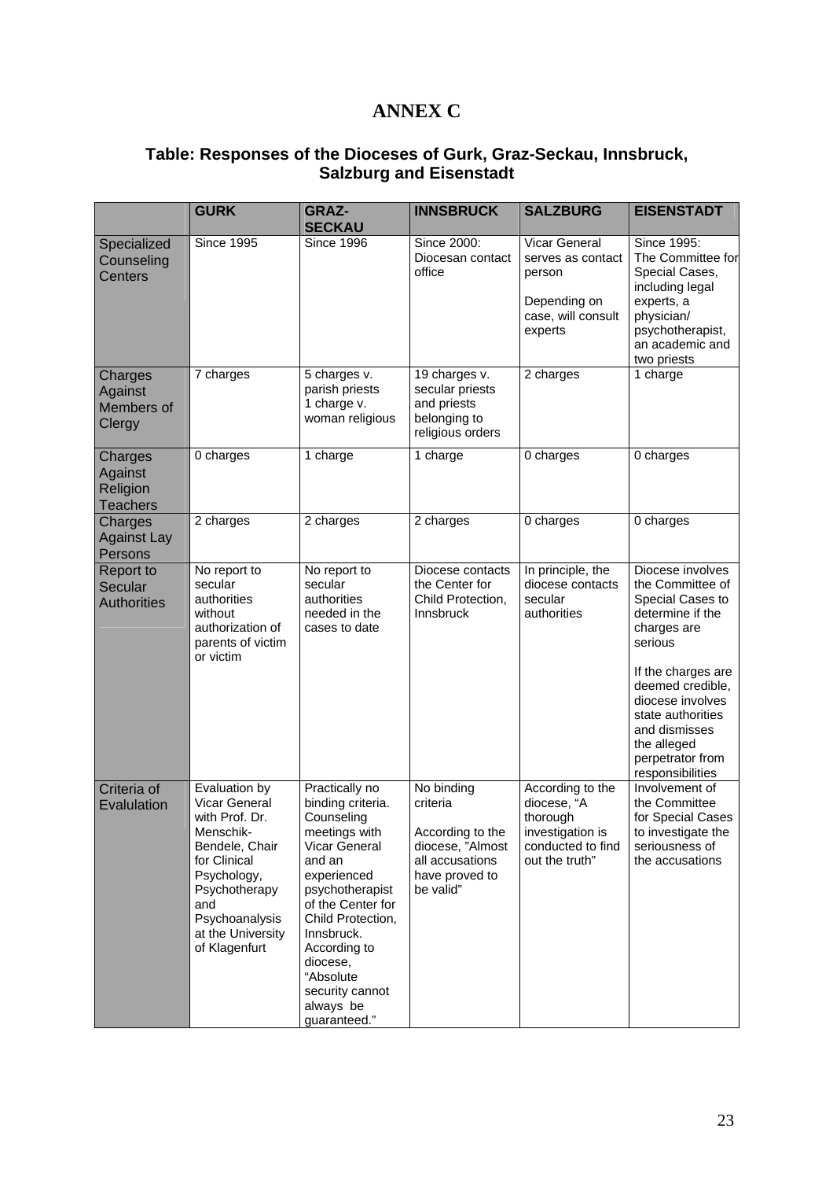# ANNEX C

## Table: Responses of the Dioceses of Gurk, Graz-Seckau, Innsbruck, Salzburg and Eisenstadt

| | GURK | GRAZ-SECKAU | INNSBRUCK | SALZBURG | EISENSTADT |
|---|---|---|---|---|---|
| Specialized Counseling Centers | Since 1995 | Since 1996 | Since 2000: Diocesan contact office | Vicar General serves as contact person<br><br>Depending on case, will consult experts | Since 1995: The Committee for Special Cases, including legal experts, a physician/ psychotherapist, an academic and two priests |
| Charges Against Members of Clergy | 7 charges | 5 charges v. parish priests<br>1 charge v. woman religious | 19 charges v. secular priests and priests belonging to religious orders | 2 charges | 1 charge |
| Charges Against Religion Teachers | 0 charges | 1 charge | 1 charge | 0 charges | 0 charges |
| Charges Against Lay Persons | 2 charges | 2 charges | 2 charges | 0 charges | 0 charges |
| Report to Secular Authorities | No report to secular authorities without authorization of parents of victim or victim | No report to secular authorities needed in the cases to date | Diocese contacts the Center for Child Protection, Innsbruck | In principle, the diocese contacts secular authorities | Diocese involves the Committee of Special Cases to determine if the charges are serious<br><br>If the charges are deemed credible, diocese involves state authorities and dismisses the alleged perpetrator from responsibilities |
| Criteria of Evalulation | Evaluation by Vicar General with Prof. Dr. Menschik-Bendele, Chair for Clinical Psychology, Psychotherapy and Psychoanalysis at the University of Klagenfurt | Practically no binding criteria. Counseling meetings with Vicar General and an experienced psychotherapist of the Center for Child Protection, Innsbruck. According to diocese, "Absolute security cannot always be guaranteed." | No binding criteria<br><br>According to the diocese, "Almost all accusations have proved to be valid" | According to the diocese, "A thorough investigation is conducted to find out the truth" | Involvement of the Committee for Special Cases to investigate the seriousness of the accusations |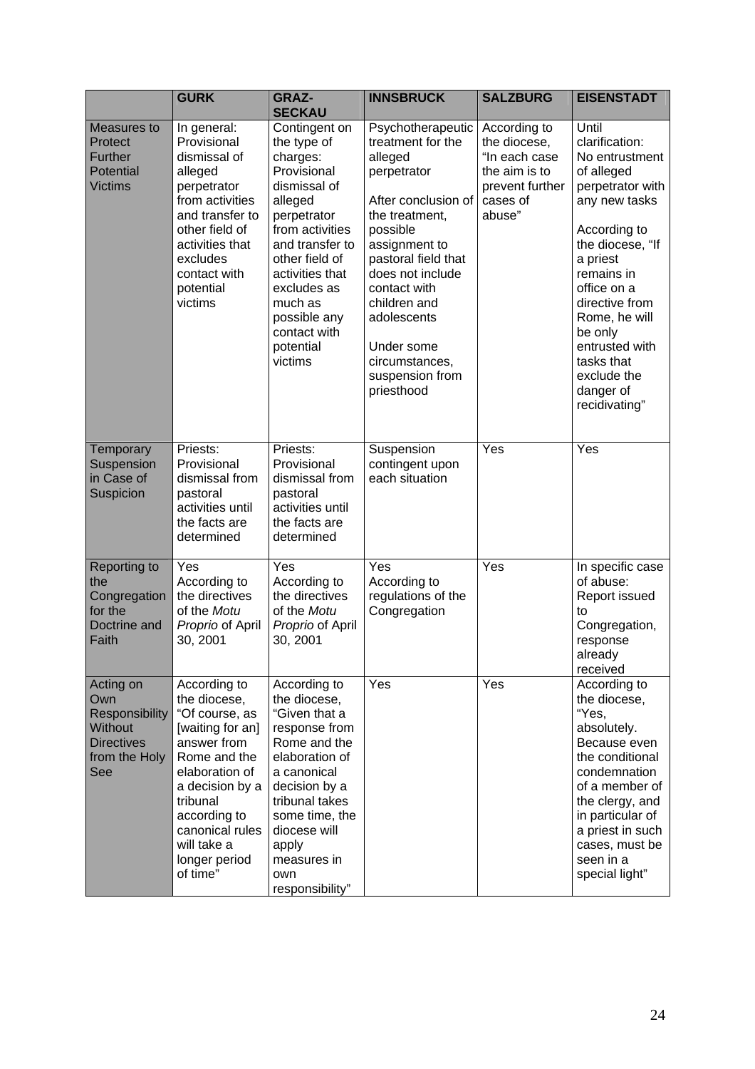| | GURK | GRAZ-SECKAU | INNSBRUCK | SALZBURG | EISENSTADT |
|---|---|---|---|---|---|
| Measures to Protect Further Potential Victims | In general: Provisional dismissal of alleged perpetrator from activities and transfer to other field of activities that excludes contact with potential victims | Contingent on the type of charges: Provisional dismissal of alleged perpetrator from activities and transfer to other field of activities that excludes as much as possible any contact with potential victims | Psychotherapeutic treatment for the alleged perpetrator<br><br>After conclusion of the treatment, possible assignment to pastoral field that does not include contact with children and adolescents<br><br>Under some circumstances, suspension from priesthood | According to the diocese, "In each case the aim is to prevent further cases of abuse" | Until clarification: No entrustment of alleged perpetrator with any new tasks<br><br>According to the diocese, "If a priest remains in office on a directive from Rome, he will be only entrusted with tasks that exclude the danger of recidivating" |
| Temporary Suspension in Case of Suspicion | Priests: Provisional dismissal from pastoral activities until the facts are determined | Priests: Provisional dismissal from pastoral activities until the facts are determined | Suspension contingent upon each situation | Yes | Yes |
| Reporting to the Congregation for the Doctrine and Faith | Yes According to the directives of the *Motu Proprio* of April 30, 2001 | Yes According to the directives of the *Motu Proprio* of April 30, 2001 | Yes According to regulations of the Congregation | Yes | In specific case of abuse: Report issued to Congregation, response already received |
| Acting on Own Responsibility Without Directives from the Holy See | According to the diocese, "Of course, as [waiting for an] answer from Rome and the elaboration of a decision by a tribunal according to canonical rules will take a longer period of time" | According to the diocese, "Given that a response from Rome and the elaboration of a canonical decision by a tribunal takes some time, the diocese will apply measures in own responsibility" | Yes | Yes | According to the diocese, "Yes, absolutely. Because even the conditional condemnation of a member of the clergy, and in particular of a priest in such cases, must be seen in a special light" |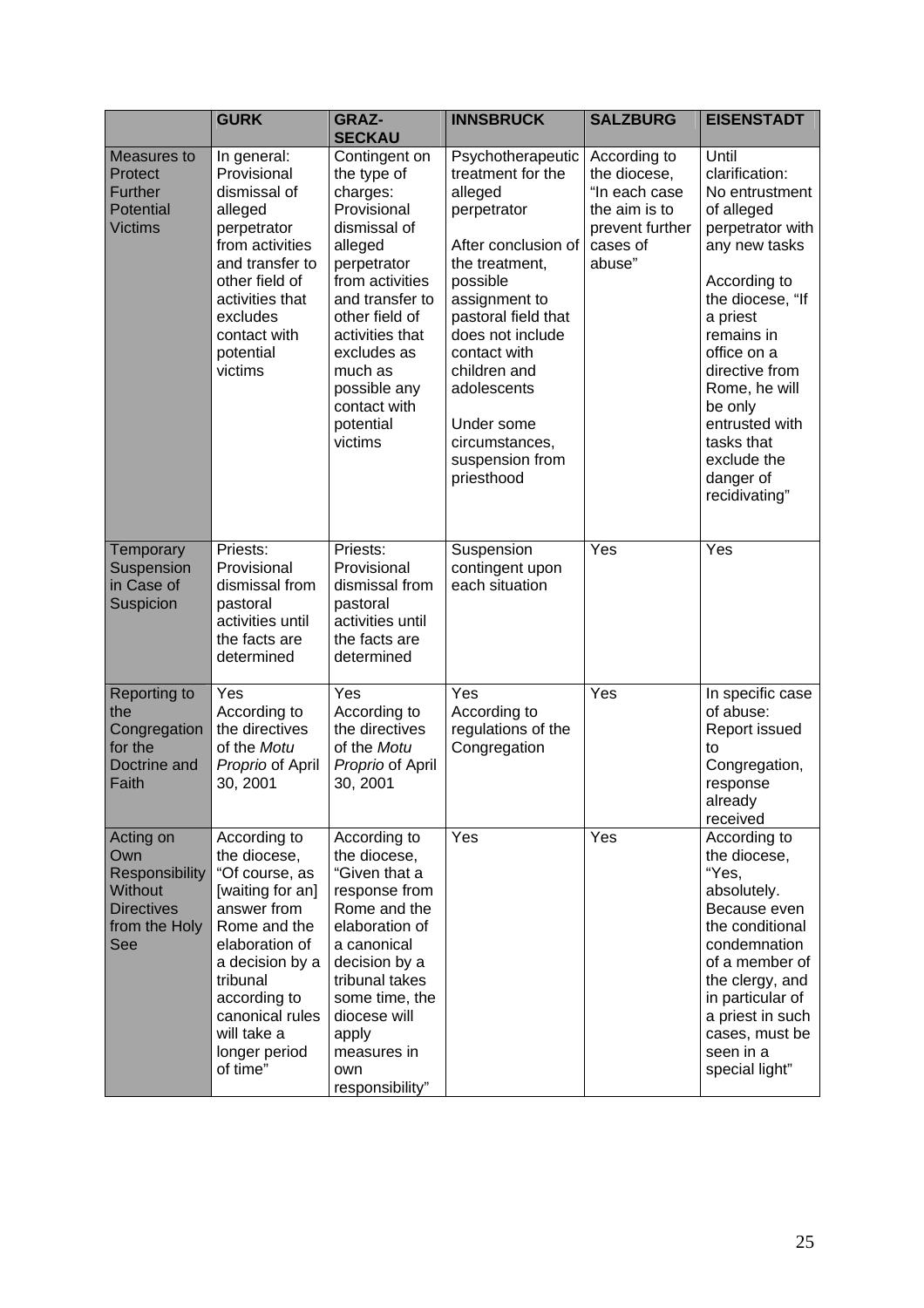| | GURK | GRAZ-SECKAU | INNSBRUCK | SALZBURG | EISENSTADT |
|---|---|---|---|---|---|
| Measures to Protect Further Potential Victims | In general: Provisional dismissal of alleged perpetrator from activities and transfer to other field of activities that excludes contact with potential victims | Contingent on the type of charges: Provisional dismissal of alleged perpetrator from activities and transfer to other field of activities that excludes as much as possible any contact with potential victims | Psychotherapeutic treatment for the alleged perpetrator<br><br>After conclusion of the treatment, possible assignment to pastoral field that does not include contact with children and adolescents<br><br>Under some circumstances, suspension from priesthood | According to the diocese, "In each case the aim is to prevent further cases of abuse" | Until clarification: No entrustment of alleged perpetrator with any new tasks<br><br>According to the diocese, "If a priest remains in office on a directive from Rome, he will be only entrusted with tasks that exclude the danger of recidivating" |
| Temporary Suspension in Case of Suspicion | Priests: Provisional dismissal from pastoral activities until the facts are determined | Priests: Provisional dismissal from pastoral activities until the facts are determined | Suspension contingent upon each situation | Yes | Yes |
| Reporting to the Congregation for the Doctrine and Faith | Yes According to the directives of the *Motu Proprio* of April 30, 2001 | Yes According to the directives of the *Motu Proprio* of April 30, 2001 | Yes According to regulations of the Congregation | Yes | In specific case of abuse: Report issued to Congregation, response already received |
| Acting on Own Responsibility Without Directives from the Holy See | According to the diocese, "Of course, as [waiting for an] answer from Rome and the elaboration of a decision by a tribunal according to canonical rules will take a longer period of time" | According to the diocese, "Given that a response from Rome and the elaboration of a canonical decision by a tribunal takes some time, the diocese will apply measures in own responsibility" | Yes | Yes | According to the diocese, "Yes, absolutely. Because even the conditional condemnation of a member of the clergy, and in particular of a priest in such cases, must be seen in a special light" |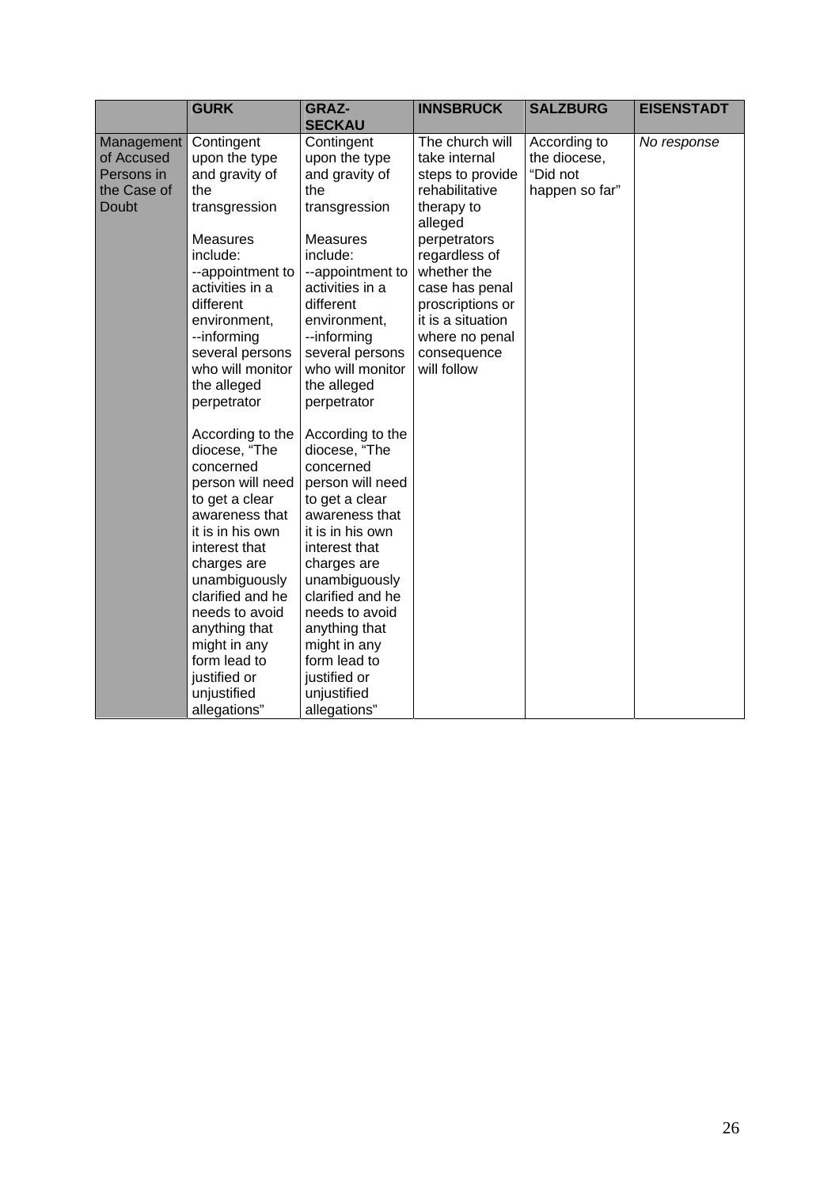| | GURK | GRAZ-SECKAU | INNSBRUCK | SALZBURG | EISENSTADT |
|---|---|---|---|---|---|
| Management of Accused Persons in the Case of Doubt | Contingent upon the type and gravity of the transgression<br><br>Measures include:<br>--appointment to activities in a different environment,<br>--informing several persons who will monitor the alleged perpetrator<br><br>According to the diocese, "The concerned person will need to get a clear awareness that it is in his own interest that charges are unambiguously clarified and he needs to avoid anything that might in any form lead to justified or unjustified allegations" | Contingent upon the type and gravity of the transgression<br><br>Measures include:<br>--appointment to activities in a different environment,<br>--informing several persons who will monitor the alleged perpetrator<br><br>According to the diocese, "The concerned person will need to get a clear awareness that it is in his own interest that charges are unambiguously clarified and he needs to avoid anything that might in any form lead to justified or unjustified allegations" | The church will take internal steps to provide rehabilitative therapy to alleged perpetrators regardless of whether the case has penal proscriptions or it is a situation where no penal consequence will follow | According to the diocese, "Did not happen so far" | *No response* |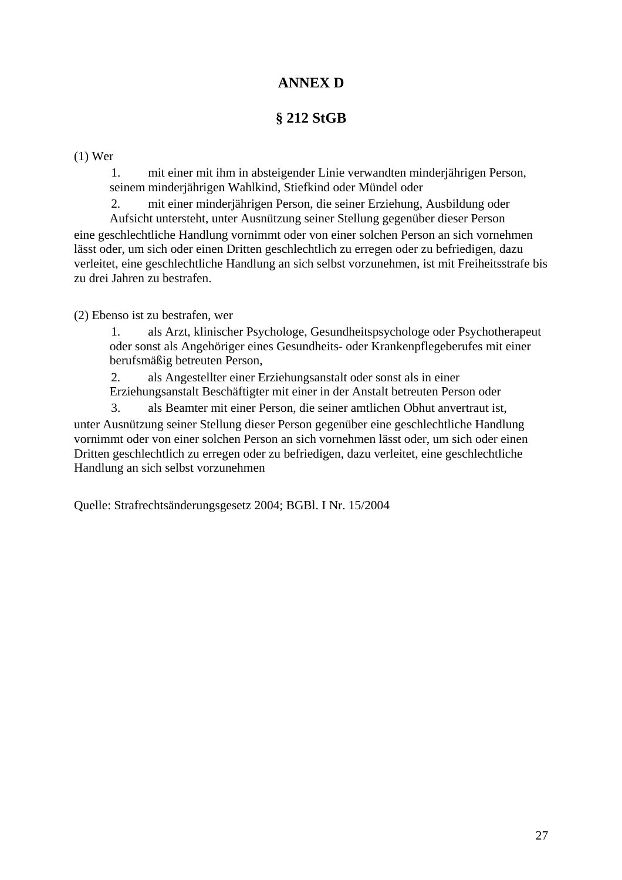# ANNEX D

## § 212 StGB

(1) Wer

1. mit einer mit ihm in absteigender Linie verwandten minderjährigen Person, seinem minderjährigen Wahlkind, Stiefkind oder Mündel oder
2. mit einer minderjährigen Person, die seiner Erziehung, Ausbildung oder Aufsicht untersteht, unter Ausnützung seiner Stellung gegenüber dieser Person

eine geschlechtliche Handlung vornimmt oder von einer solchen Person an sich vornehmen lässt oder, um sich oder einen Dritten geschlechtlich zu erregen oder zu befriedigen, dazu verleitet, eine geschlechtliche Handlung an sich selbst vorzunehmen, ist mit Freiheitsstrafe bis zu drei Jahren zu bestrafen.

(2) Ebenso ist zu bestrafen, wer

1. als Arzt, klinischer Psychologe, Gesundheitspsychologe oder Psychotherapeut oder sonst als Angehöriger eines Gesundheits- oder Krankenpflegeberufes mit einer berufsmäßig betreuten Person,
2. als Angestellter einer Erziehungsanstalt oder sonst als in einer Erziehungsanstalt Beschäftigter mit einer in der Anstalt betreuten Person oder
3. als Beamter mit einer Person, die seiner amtlichen Obhut anvertraut ist,

unter Ausnützung seiner Stellung dieser Person gegenüber eine geschlechtliche Handlung vornimmt oder von einer solchen Person an sich vornehmen lässt oder, um sich oder einen Dritten geschlechtlich zu erregen oder zu befriedigen, dazu verleitet, eine geschlechtliche Handlung an sich selbst vorzunehmen

Quelle: Strafrechtsänderungsgesetz 2004; BGBl. I Nr. 15/2004